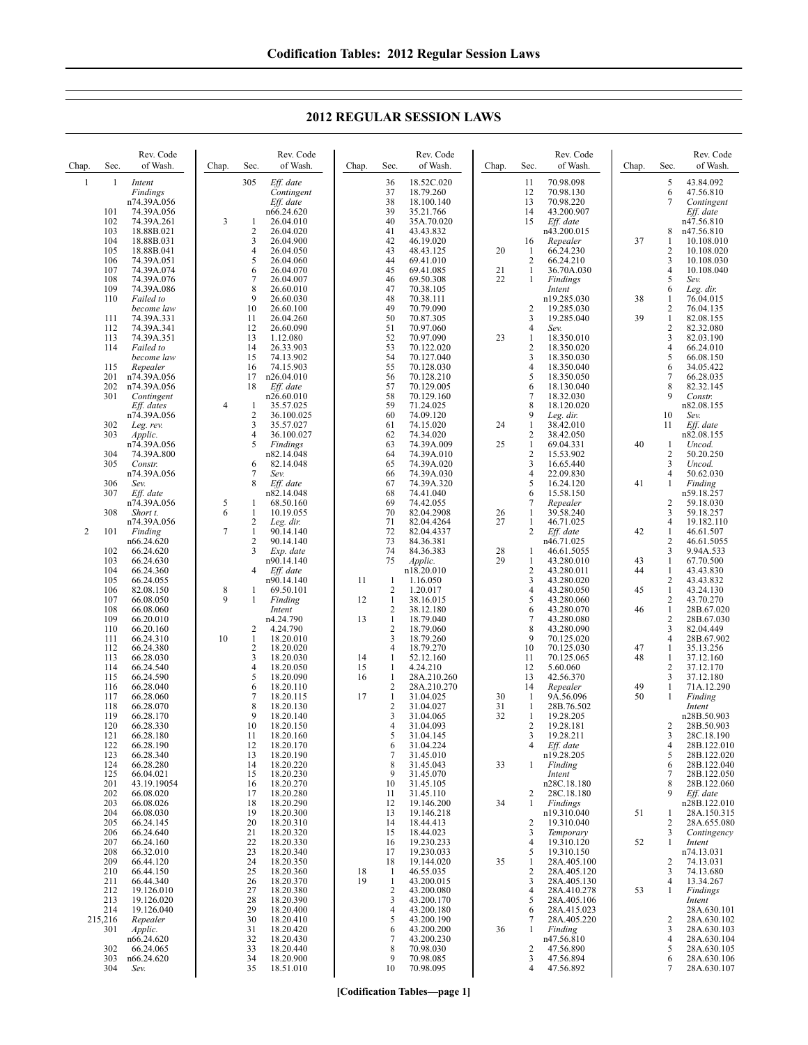## 2012 REGULAR SESSION LAWS

| Chap. | Sec. | Rev. Code of Wash. |
|---|---|---|
| 1 | 1 | *Intent Findings* n74.39A.056 |
| | 101 | 74.39A.056 |
| | 102 | 74.39A.261 |
| | 103 | 18.88B.021 |
| | 104 | 18.88B.031 |
| | 105 | 18.88B.041 |
| | 106 | 74.39A.051 |
| | 107 | 74.39A.074 |
| | 108 | 74.39A.076 |
| | 109 | 74.39A.086 |
| | 110 | *Failed to become law* |
| | 111 | 74.39A.331 |
| | 112 | 74.39A.341 |
| | 113 | 74.39A.351 |
| | 114 | *Failed to become law* |
| | 115 | *Repealer* |
| | 201 | n74.39A.056 |
| | 202 | n74.39A.056 |
| | 301 | *Contingent Eff. dates* n74.39A.056 |
| | 302 | *Leg. rev.* |
| | 303 | *Applic.* n74.39A.056 |
| | 304 | 74.39A.800 |
| | 305 | *Constr.* n74.39A.056 |
| | 306 | *Sev.* |
| | 307 | *Eff. date* n74.39A.056 |
| | 308 | *Short t.* n74.39A.056 |
| 2 | 101 | *Finding* n66.24.620 |
| | 102 | 66.24.620 |
| | 103 | 66.24.630 |
| | 104 | 66.24.360 |
| | 105 | 66.24.055 |
| | 106 | 82.08.150 |
| | 107 | 66.08.050 |
| | 108 | 66.08.060 |
| | 109 | 66.20.010 |
| | 110 | 66.20.160 |
| | 111 | 66.24.310 |
| | 112 | 66.24.380 |
| | 113 | 66.28.030 |
| | 114 | 66.24.540 |
| | 115 | 66.24.590 |
| | 116 | 66.28.040 |
| | 117 | 66.28.060 |
| | 118 | 66.28.070 |
| | 119 | 66.28.170 |
| | 120 | 66.28.330 |
| | 121 | 66.28.180 |
| | 122 | 66.28.190 |
| | 123 | 66.28.340 |
| | 124 | 66.28.280 |
| | 125 | 66.04.021 |
| | 201 | 43.19.19054 |
| | 202 | 66.08.020 |
| | 203 | 66.08.026 |
| | 204 | 66.08.030 |
| | 205 | 66.24.145 |
| | 206 | 66.24.640 |
| | 207 | 66.24.160 |
| | 208 | 66.32.010 |
| | 209 | 66.44.120 |
| | 210 | 66.44.150 |
| | 211 | 66.44.340 |
| | 212 | 19.126.010 |
| | 213 | 19.126.020 |
| | 214 | 19.126.040 |
| | 215,216 | *Repealer* |
| | 301 | *Applic.* n66.24.620 |
| | 302 | 66.24.065 |
| | 303 | n66.24.620 |
| | 304 | *Sev.* |
| | 305 | *Eff. date Contingent Eff. date* n66.24.620 |
| 3 | 1 | 26.04.010 |
| | 2 | 26.04.020 |
| | 3 | 26.04.900 |
| | 4 | 26.04.050 |
| | 5 | 26.04.060 |
| | 6 | 26.04.070 |
| | 7 | 26.04.007 |
| | 8 | 26.60.010 |
| | 9 | 26.60.030 |
| | 10 | 26.60.100 |
| | 11 | 26.04.260 |
| | 12 | 26.60.090 |
| | 13 | 1.12.080 |
| | 14 | 26.33.903 |
| | 15 | 74.13.902 |
| | 16 | 74.15.903 |
| | 17 | n26.04.010 |
| | 18 | *Eff. date* n26.60.010 |
| 4 | 1 | 35.57.025 |
| | 2 | 36.100.025 |
| | 3 | 35.57.027 |
| | 4 | 36.100.027 |
| | 5 | *Findings* n82.14.048 |
| | 6 | 82.14.048 |
| | 7 | *Sev.* |
| | 8 | *Eff. date* n82.14.048 |
| 5 | 1 | 68.50.160 |
| 6 | 1 | 10.19.055 |
| | 2 | *Leg. dir.* |
| 7 | 1 | 90.14.140 |
| | 2 | 90.14.140 |
| | 3 | *Exp. date* n90.14.140 |
| | 4 | *Eff. date* n90.14.140 |
| 8 | 1 | 69.50.101 |
| 9 | 1 | *Finding Intent* n4.24.790 |
| | 2 | 4.24.790 |
| 10 | 1 | 18.20.010 |
| | 2 | 18.20.020 |
| | 3 | 18.20.030 |
| | 4 | 18.20.050 |
| | 5 | 18.20.090 |
| | 6 | 18.20.110 |
| | 7 | 18.20.115 |
| | 8 | 18.20.130 |
| | 9 | 18.20.140 |
| | 10 | 18.20.150 |
| | 11 | 18.20.160 |
| | 12 | 18.20.170 |
| | 13 | 18.20.190 |
| | 14 | 18.20.220 |
| | 15 | 18.20.230 |
| | 16 | 18.20.270 |
| | 17 | 18.20.280 |
| | 18 | 18.20.290 |
| | 19 | 18.20.300 |
| | 20 | 18.20.310 |
| | 21 | 18.20.320 |
| | 22 | 18.20.330 |
| | 23 | 18.20.340 |
| | 24 | 18.20.350 |
| | 25 | 18.20.360 |
| | 26 | 18.20.370 |
| | 27 | 18.20.380 |
| | 28 | 18.20.390 |
| | 29 | 18.20.400 |
| | 30 | 18.20.410 |
| | 31 | 18.20.420 |
| | 32 | 18.20.430 |
| | 33 | 18.20.440 |
| | 34 | 18.20.900 |
| | 35 | 18.51.010 |
| | 36 | 18.52C.020 |
| | 37 | 18.79.260 |
| | 38 | 18.100.140 |
| | 39 | 35.21.766 |
| | 40 | 35A.70.020 |
| | 41 | 43.43.832 |
| | 42 | 46.19.020 |
| | 43 | 48.43.125 |
| | 44 | 69.41.010 |
| | 45 | 69.41.085 |
| | 46 | 69.50.308 |
| | 47 | 70.38.105 |
| | 48 | 70.38.111 |
| | 49 | 70.79.090 |
| | 50 | 70.87.305 |
| | 51 | 70.97.060 |
| | 52 | 70.97.090 |
| | 53 | 70.122.020 |
| | 54 | 70.127.040 |
| | 55 | 70.128.030 |
| | 56 | 70.128.210 |
| | 57 | 70.129.005 |
| | 58 | 70.129.160 |
| | 59 | 71.24.025 |
| | 60 | 74.09.120 |
| | 61 | 74.15.020 |
| | 62 | 74.34.020 |
| | 63 | 74.39A.009 |
| | 64 | 74.39A.010 |
| | 65 | 74.39A.020 |
| | 66 | 74.39A.030 |
| | 67 | 74.39A.320 |
| | 68 | 74.41.040 |
| | 69 | 74.42.055 |
| | 70 | 82.04.2908 |
| | 71 | 82.04.4264 |
| | 72 | 82.04.4337 |
| | 73 | 84.36.381 |
| | 74 | 84.36.383 |
| | 75 | *Applic.* n18.20.010 |
| 11 | 1 | 1.16.050 |
| | 2 | 1.20.017 |
| 12 | 1 | 38.16.015 |
| | 2 | 38.12.180 |
| 13 | 1 | 18.79.040 |
| | 2 | 18.79.060 |
| | 3 | 18.79.260 |
| | 4 | 18.79.270 |
| 14 | 1 | 52.12.160 |
| 15 | 1 | 4.24.210 |
| 16 | 1 | 28A.210.260 |
| | 2 | 28A.210.270 |
| 17 | 1 | 31.04.025 |
| | 2 | 31.04.027 |
| | 3 | 31.04.065 |
| | 4 | 31.04.093 |
| | 5 | 31.04.145 |
| | 6 | 31.04.224 |
| | 7 | 31.45.010 |
| | 8 | 31.45.043 |
| | 9 | 31.45.070 |
| | 10 | 31.45.105 |
| | 11 | 31.45.110 |
| | 12 | 19.146.200 |
| | 13 | 19.146.218 |
| | 14 | 18.44.413 |
| | 15 | 18.44.023 |
| | 16 | 19.230.233 |
| | 17 | 19.230.033 |
| | 18 | 19.144.020 |
| 18 | 1 | 46.55.035 |
| 19 | 1 | 43.200.015 |
| | 2 | 43.200.080 |
| | 3 | 43.200.170 |
| | 4 | 43.200.180 |
| | 5 | 43.200.190 |
| | 6 | 43.200.200 |
| | 7 | 43.200.230 |
| | 8 | 70.98.030 |
| | 9 | 70.98.085 |
| | 10 | 70.98.095 |
| | 11 | 70.98.098 |
| | 12 | 70.98.130 |
| | 13 | 70.98.220 |
| | 14 | 43.200.907 |
| | 15 | *Eff. date* n43.200.015 |
| | 16 | *Repealer* |
| 20 | 1 | 66.24.230 |
| | 2 | 66.24.210 |
| 21 | 1 | 36.70A.030 |
| 22 | 1 | *Findings Intent* n19.285.030 |
| | 2 | 19.285.030 |
| | 3 | 19.285.040 |
| | 4 | *Sev.* |
| 23 | 1 | 18.350.010 |
| | 2 | 18.350.020 |
| | 3 | 18.350.030 |
| | 4 | 18.350.040 |
| | 5 | 18.350.050 |
| | 6 | 18.130.040 |
| | 7 | 18.32.030 |
| | 8 | 18.120.020 |
| | 9 | *Leg. dir.* |
| 24 | 1 | 38.42.010 |
| | 2 | 38.42.050 |
| 25 | 1 | 69.04.331 |
| | 2 | 15.53.902 |
| | 3 | 16.65.440 |
| | 4 | 22.09.830 |
| | 5 | 16.24.120 |
| | 6 | 15.58.150 |
| | 7 | *Repealer* |
| 26 | 1 | 39.58.240 |
| 27 | 1 | 46.71.025 |
| | 2 | *Eff. date* n46.71.025 |
| 28 | 1 | 46.61.5055 |
| 29 | 1 | 43.280.010 |
| | 2 | 43.280.011 |
| | 3 | 43.280.020 |
| | 4 | 43.280.050 |
| | 5 | 43.280.060 |
| | 6 | 43.280.070 |
| | 7 | 43.280.080 |
| | 8 | 43.280.090 |
| | 9 | 70.125.020 |
| | 10 | 70.125.030 |
| | 11 | 70.125.065 |
| | 12 | 5.60.060 |
| | 13 | 42.56.370 |
| | 14 | *Repealer* |
| 30 | 1 | 9A.56.096 |
| 31 | 1 | 28B.76.502 |
| 32 | 1 | 19.28.205 |
| | 2 | 19.28.181 |
| | 3 | 19.28.211 |
| | 4 | *Eff. date* n19.28.205 |
| 33 | 1 | *Finding Intent* n28C.18.180 |
| | 2 | 28C.18.180 |
| 34 | 1 | *Findings* n19.310.040 |
| | 2 | 19.310.040 |
| | 3 | *Temporary* |
| | 4 | 19.310.120 |
| | 5 | 19.310.150 |
| 35 | 1 | 28A.405.100 |
| | 2 | 28A.405.120 |
| | 3 | 28A.405.130 |
| | 4 | 28A.410.278 |
| | 5 | 28A.405.106 |
| | 6 | 28A.415.023 |
| | 7 | 28A.405.220 |
| 36 | 1 | *Finding* n47.56.810 |
| | 2 | 47.56.890 |
| | 3 | 47.56.894 |
| | 4 | 47.56.892 |
| | 5 | 43.84.092 |
| | 6 | 47.56.810 |
| | 7 | *Contingent Eff. date* n47.56.810 |
| | 8 | n47.56.810 |
| 37 | 1 | 10.108.010 |
| | 2 | 10.108.020 |
| | 3 | 10.108.030 |
| | 4 | 10.108.040 |
| | 5 | *Sev.* |
| | 6 | *Leg. dir.* |
| 38 | 1 | 76.04.015 |
| | 2 | 76.04.135 |
| 39 | 1 | 82.08.155 |
| | 2 | 82.32.080 |
| | 3 | 82.03.190 |
| | 4 | 66.24.010 |
| | 5 | 66.08.150 |
| | 6 | 34.05.422 |
| | 7 | 66.28.035 |
| | 8 | 82.32.145 |
| | 9 | *Constr.* n82.08.155 |
| | 10 | *Sev.* |
| | 11 | *Eff. date* n82.08.155 |
| 40 | 1 | *Uncod.* |
| | 2 | 50.20.250 |
| | 3 | *Uncod.* |
| | 4 | 50.62.030 |
| 41 | 1 | *Finding* n59.18.257 |
| | 2 | 59.18.030 |
| | 3 | 59.18.257 |
| | 4 | 19.182.110 |
| 42 | 1 | 46.61.507 |
| | 2 | 46.61.5055 |
| | 3 | 9.94A.533 |
| 43 | 1 | 67.70.500 |
| 44 | 1 | 43.43.830 |
| | 2 | 43.43.832 |
| 45 | 1 | 43.24.130 |
| | 2 | 43.70.270 |
| 46 | 1 | 28B.67.020 |
| | 2 | 28B.67.030 |
| | 3 | 82.04.449 |
| | 4 | 28B.67.902 |
| 47 | 1 | 35.13.256 |
| 48 | 1 | 37.12.160 |
| | 2 | 37.12.170 |
| | 3 | 37.12.180 |
| 49 | 1 | 71A.12.290 |
| 50 | 1 | *Finding Intent* n28B.50.903 |
| | 2 | 28B.50.903 |
| | 3 | 28C.18.190 |
| | 4 | 28B.122.010 |
| | 5 | 28B.122.020 |
| | 6 | 28B.122.040 |
| | 7 | 28B.122.050 |
| | 8 | 28B.122.060 |
| | 9 | *Eff. date* n28B.122.010 |
| 51 | 1 | 28A.150.315 |
| | 2 | 28A.655.080 |
| | 3 | *Contingency* |
| 52 | 1 | *Intent* n74.13.031 |
| | 2 | 74.13.031 |
| | 3 | 74.13.680 |
| | 4 | 13.34.267 |
| 53 | 1 | *Findings Intent* 28A.630.101 |
| | 2 | 28A.630.102 |
| | 3 | 28A.630.103 |
| | 4 | 28A.630.104 |
| | 5 | 28A.630.105 |
| | 6 | 28A.630.106 |
| | 7 | 28A.630.107 |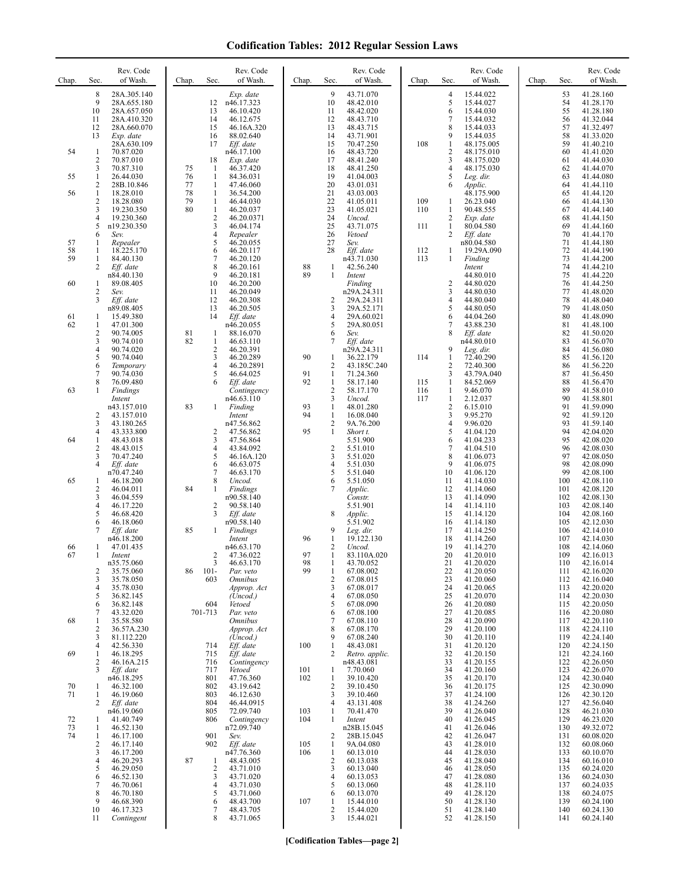# Codification Tables: 2012 Regular Session Laws

| Chap. | Sec. | Rev. Code of Wash. |
|---|---|---|
| | 8 | 28A.305.140 |
| | 9 | 28A.655.180 |
| | 10 | 28A.657.050 |
| | 11 | 28A.410.320 |
| | 12 | 28A.660.070 |
| | 13 | *Exp. date* 28A.630.109 |
| 54 | 1 | 70.87.020 |
| | 2 | 70.87.010 |
| | 3 | 70.87.310 |
| 55 | 1 | 26.44.030 |
| | 2 | 28B.10.846 |
| 56 | 1 | 18.28.010 |
| | 2 | 18.28.080 |
| | 3 | 19.230.350 |
| | 4 | 19.230.360 |
| | 5 | n19.230.350 |
| | 6 | *Sev.* |
| 57 | 1 | *Repealer* |
| 58 | 1 | 18.225.170 |
| 59 | 1 | 84.40.130 |
| | 2 | *Eff. date* n84.40.130 |
| 60 | 1 | 89.08.405 |
| | 2 | *Sev.* |
| | 3 | *Eff. date* n89.08.405 |
| 61 | 1 | 15.49.380 |
| 62 | 1 | 47.01.300 |
| | 2 | 90.74.005 |
| | 3 | 90.74.010 |
| | 4 | 90.74.020 |
| | 5 | 90.74.040 |
| | 6 | *Temporary* |
| | 7 | 90.74.030 |
| | 8 | 76.09.480 |
| 63 | 1 | *Findings Intent* n43.157.010 |
| | 2 | 43.157.010 |
| | 3 | 43.180.265 |
| | 4 | 43.333.800 |
| 64 | 1 | 48.43.018 |
| | 2 | 48.43.015 |
| | 3 | 70.47.240 |
| | 4 | *Eff. date* n70.47.240 |
| 65 | 1 | 46.18.200 |
| | 2 | 46.04.011 |
| | 3 | 46.04.559 |
| | 4 | 46.17.220 |
| | 5 | 46.68.420 |
| | 6 | 46.18.060 |
| | 7 | *Eff. date* n46.18.200 |
| 66 | 1 | 47.01.435 |
| 67 | 1 | *Intent* n35.75.060 |
| | 2 | 35.75.060 |
| | 3 | 35.78.050 |
| | 4 | 35.78.030 |
| | 5 | 36.82.145 |
| | 6 | 36.82.148 |
| | 7 | 43.32.020 |
| 68 | 1 | 35.58.580 |
| | 2 | 36.57A.230 |
| | 3 | 81.112.220 |
| | 4 | 42.56.330 |
| 69 | 1 | 46.18.295 |
| | 2 | 46.16A.215 |
| | 3 | *Eff. date* n46.18.295 |
| 70 | 1 | 46.32.100 |
| 71 | 1 | 46.19.060 |
| | 2 | *Eff. date* n46.19.060 |
| 72 | 1 | 41.40.749 |
| 73 | 1 | 46.52.130 |
| 74 | 1 | 46.17.100 |
| | 2 | 46.17.140 |
| | 3 | 46.17.200 |
| | 4 | 46.20.293 |
| | 5 | 46.29.050 |
| | 6 | 46.52.130 |
| | 7 | 46.70.061 |
| | 8 | 46.70.180 |
| | 9 | 46.68.390 |
| | 10 | 46.17.323 |
| | 11 | *Contingent Exp. date* n46.17.323 |
| | 12 | n46.17.323 |
| | 13 | 46.10.420 |
| | 14 | 46.12.675 |
| | 15 | 46.16A.320 |
| | 16 | 88.02.640 |
| | 17 | *Eff. date* n46.17.100 |
| | 18 | *Exp. date* |
| 75 | 1 | 46.37.420 |
| 76 | 1 | 84.36.031 |
| 77 | 1 | 47.46.060 |
| 78 | 1 | 36.54.200 |
| 79 | 1 | 46.44.030 |
| 80 | 1 | 46.20.037 |
| | 2 | 46.20.0371 |
| | 3 | 46.04.174 |
| | 4 | *Repealer* |
| | 5 | 46.20.055 |
| | 6 | 46.20.117 |
| | 7 | 46.20.120 |
| | 8 | 46.20.161 |
| | 9 | 46.20.181 |
| | 10 | 46.20.200 |
| | 11 | 46.20.049 |
| | 12 | 46.20.308 |
| | 13 | 46.20.505 |
| | 14 | *Eff. date* n46.20.055 |
| 81 | 1 | 88.16.070 |
| 82 | 1 | 46.63.110 |
| | 2 | 46.20.391 |
| | 3 | 46.20.289 |
| | 4 | 46.20.2891 |
| | 5 | 46.64.025 |
| | 6 | *Eff. date Contingency* n46.63.110 |
| 83 | 1 | *Finding Intent* n47.56.862 |
| | 2 | 47.56.862 |
| | 3 | 47.56.864 |
| | 4 | 43.84.092 |
| | 5 | 46.16A.120 |
| | 6 | 46.63.075 |
| | 7 | 46.63.170 |
| | 8 | *Uncod.* |
| 84 | 1 | *Findings* n90.58.140 |
| | 2 | 90.58.140 |
| | 3 | *Eff. date* n90.58.140 |
| 85 | 1 | *Findings Intent* n46.63.170 |
| | 2 | 47.36.022 |
| | 3 | 46.63.170 |
| 86 | 101-603 | *Par. veto Omnibus Approp. Act (Uncod.)* |
| | 604 | *Vetoed* |
| | 701-713 | *Par. veto Omnibus Approp. Act (Uncod.)* |
| | 714 | *Eff. date* |
| | 715 | *Eff. date* |
| | 716 | *Contingency* |
| | 717 | *Vetoed* |
| | 801 | 47.76.360 |
| | 802 | 43.19.642 |
| | 803 | 46.12.630 |
| | 804 | 46.44.0915 |
| | 805 | 72.09.740 |
| | 806 | *Contingency* n72.09.740 |
| | 901 | *Sev.* |
| | 902 | *Eff. date* n47.76.360 |
| 87 | 1 | 48.43.005 |
| | 2 | 43.71.010 |
| | 3 | 43.71.020 |
| | 4 | 43.71.030 |
| | 5 | 43.71.060 |
| | 6 | 48.43.700 |
| | 7 | 48.43.705 |
| | 8 | 43.71.065 |
| | 9 | 43.71.070 |
| | 10 | 48.42.010 |
| | 11 | 48.42.020 |
| | 12 | 48.43.710 |
| | 13 | 48.43.715 |
| | 14 | 43.71.901 |
| | 15 | 70.47.250 |
| | 16 | 48.43.720 |
| | 17 | 48.41.240 |
| | 18 | 48.41.250 |
| | 19 | 41.04.003 |
| | 20 | 43.01.031 |
| | 21 | 43.03.003 |
| | 22 | 41.05.011 |
| | 23 | 41.05.021 |
| | 24 | *Uncod.* |
| | 25 | 43.71.075 |
| | 26 | *Vetoed* |
| | 27 | *Sev.* |
| | 28 | *Eff. date* n43.71.030 |
| 88 | 1 | 42.56.240 |
| 89 | 1 | *Intent Finding* n29A.24.311 |
| | 2 | 29A.24.311 |
| | 3 | 29A.52.171 |
| | 4 | 29A.60.021 |
| | 5 | 29A.80.051 |
| | 6 | *Sev.* |
| | 7 | *Eff. date* n29A.24.311 |
| 90 | 1 | 36.22.179 |
| | 2 | 43.185C.240 |
| 91 | 1 | 71.24.360 |
| 92 | 1 | 58.17.140 |
| | 2 | 58.17.170 |
| | 3 | *Uncod.* |
| 93 | 1 | 48.01.280 |
| 94 | 1 | 16.08.040 |
| | 2 | 9A.76.200 |
| 95 | 1 | *Short t.* 5.51.900 |
| | 2 | 5.51.010 |
| | 3 | 5.51.020 |
| | 4 | 5.51.030 |
| | 5 | 5.51.040 |
| | 6 | 5.51.050 |
| | 7 | *Applic. Constr.* 5.51.901 |
| | 8 | *Applic.* 5.51.902 |
| | 9 | *Leg. dir.* |
| 96 | 1 | 19.122.130 |
| | 2 | *Uncod.* |
| 97 | 1 | 83.110A.020 |
| 98 | 1 | 43.70.052 |
| 99 | 1 | 67.08.002 |
| | 2 | 67.08.015 |
| | 3 | 67.08.017 |
| | 4 | 67.08.050 |
| | 5 | 67.08.090 |
| | 6 | 67.08.100 |
| | 7 | 67.08.110 |
| | 8 | 67.08.170 |
| | 9 | 67.08.240 |
| 100 | 1 | 48.43.081 |
| | 2 | *Retro. applic.* n48.43.081 |
| 101 | 1 | 7.70.060 |
| 102 | 1 | 39.10.420 |
| | 2 | 39.10.450 |
| | 3 | 39.10.460 |
| | 4 | 43.131.408 |
| 103 | 1 | 70.41.470 |
| 104 | 1 | *Intent* n28B.15.045 |
| | 2 | 28B.15.045 |
| 105 | 1 | 9A.04.080 |
| 106 | 1 | 60.13.010 |
| | 2 | 60.13.038 |
| | 3 | 60.13.040 |
| | 4 | 60.13.053 |
| | 5 | 60.13.060 |
| | 6 | 60.13.070 |
| 107 | 1 | 15.44.010 |
| | 2 | 15.44.020 |
| | 3 | 15.44.021 |
| | 4 | 15.44.022 |
| | 5 | 15.44.027 |
| | 6 | 15.44.030 |
| | 7 | 15.44.032 |
| | 8 | 15.44.033 |
| | 9 | 15.44.035 |
| 108 | 1 | 48.175.005 |
| | 2 | 48.175.010 |
| | 3 | 48.175.020 |
| | 4 | 48.175.030 |
| | 5 | *Leg. dir.* |
| | 6 | *Applic.* 48.175.900 |
| 109 | 1 | 26.23.040 |
| 110 | 1 | 90.48.555 |
| | 2 | *Exp. date* |
| 111 | 1 | 80.04.580 |
| | 2 | *Eff. date* n80.04.580 |
| 112 | 1 | 19.29A.090 |
| 113 | 1 | *Finding Intent* 44.80.010 |
| | 2 | 44.80.020 |
| | 3 | 44.80.030 |
| | 4 | 44.80.040 |
| | 5 | 44.80.050 |
| | 6 | 44.04.260 |
| | 7 | 43.88.230 |
| | 8 | *Eff. date* n44.80.010 |
| | 9 | *Leg. dir.* |
| 114 | 1 | 72.40.290 |
| | 2 | 72.40.300 |
| | 3 | 43.79A.040 |
| 115 | 1 | 84.52.069 |
| 116 | 1 | 9.46.070 |
| 117 | 1 | 2.12.037 |
| | 2 | 6.15.010 |
| | 3 | 9.95.270 |
| | 4 | 9.96.020 |
| | 5 | 41.04.120 |
| | 6 | 41.04.233 |
| | 7 | 41.04.510 |
| | 8 | 41.06.073 |
| | 9 | 41.06.075 |
| | 10 | 41.06.120 |
| | 11 | 41.14.030 |
| | 12 | 41.14.060 |
| | 13 | 41.14.090 |
| | 14 | 41.14.110 |
| | 15 | 41.14.120 |
| | 16 | 41.14.180 |
| | 17 | 41.14.250 |
| | 18 | 41.14.260 |
| | 19 | 41.14.270 |
| | 20 | 41.20.010 |
| | 21 | 41.20.020 |
| | 22 | 41.20.050 |
| | 23 | 41.20.060 |
| | 24 | 41.20.065 |
| | 25 | 41.20.070 |
| | 26 | 41.20.080 |
| | 27 | 41.20.085 |
| | 28 | 41.20.090 |
| | 29 | 41.20.100 |
| | 30 | 41.20.110 |
| | 31 | 41.20.120 |
| | 32 | 41.20.150 |
| | 33 | 41.20.155 |
| | 34 | 41.20.160 |
| | 35 | 41.20.170 |
| | 36 | 41.20.175 |
| | 37 | 41.24.100 |
| | 38 | 41.24.260 |
| | 39 | 41.26.040 |
| | 40 | 41.26.045 |
| | 41 | 41.26.046 |
| | 42 | 41.26.047 |
| | 43 | 41.28.010 |
| | 44 | 41.28.030 |
| | 45 | 41.28.040 |
| | 46 | 41.28.050 |
| | 47 | 41.28.080 |
| | 48 | 41.28.110 |
| | 49 | 41.28.120 |
| | 50 | 41.28.130 |
| | 51 | 41.28.140 |
| | 52 | 41.28.150 |
| | 53 | 41.28.160 |
| | 54 | 41.28.170 |
| | 55 | 41.28.180 |
| | 56 | 41.32.044 |
| | 57 | 41.32.497 |
| | 58 | 41.33.020 |
| | 59 | 41.40.210 |
| | 60 | 41.41.020 |
| | 61 | 41.44.030 |
| | 62 | 41.44.070 |
| | 63 | 41.44.080 |
| | 64 | 41.44.110 |
| | 65 | 41.44.120 |
| | 66 | 41.44.130 |
| | 67 | 41.44.140 |
| | 68 | 41.44.150 |
| | 69 | 41.44.160 |
| | 70 | 41.44.170 |
| | 71 | 41.44.180 |
| | 72 | 41.44.190 |
| | 73 | 41.44.200 |
| | 74 | 41.44.210 |
| | 75 | 41.44.220 |
| | 76 | 41.44.250 |
| | 77 | 41.48.020 |
| | 78 | 41.48.040 |
| | 79 | 41.48.050 |
| | 80 | 41.48.090 |
| | 81 | 41.48.100 |
| | 82 | 41.50.020 |
| | 83 | 41.56.070 |
| | 84 | 41.56.080 |
| | 85 | 41.56.120 |
| | 86 | 41.56.220 |
| | 87 | 41.56.450 |
| | 88 | 41.56.470 |
| | 89 | 41.58.010 |
| | 90 | 41.58.801 |
| | 91 | 41.59.090 |
| | 92 | 41.59.120 |
| | 93 | 41.59.140 |
| | 94 | 42.04.020 |
| | 95 | 42.08.020 |
| | 96 | 42.08.030 |
| | 97 | 42.08.050 |
| | 98 | 42.08.090 |
| | 99 | 42.08.100 |
| | 100 | 42.08.110 |
| | 101 | 42.08.120 |
| | 102 | 42.08.130 |
| | 103 | 42.08.140 |
| | 104 | 42.08.160 |
| | 105 | 42.12.030 |
| | 106 | 42.14.010 |
| | 107 | 42.14.030 |
| | 108 | 42.14.060 |
| | 109 | 42.16.013 |
| | 110 | 42.16.014 |
| | 111 | 42.16.020 |
| | 112 | 42.16.040 |
| | 113 | 42.20.020 |
| | 114 | 42.20.030 |
| | 115 | 42.20.050 |
| | 116 | 42.20.080 |
| | 117 | 42.20.110 |
| | 118 | 42.24.110 |
| | 119 | 42.24.140 |
| | 120 | 42.24.150 |
| | 121 | 42.24.160 |
| | 122 | 42.26.050 |
| | 123 | 42.26.070 |
| | 124 | 42.30.040 |
| | 125 | 42.30.090 |
| | 126 | 42.30.120 |
| | 127 | 42.56.040 |
| | 128 | 46.21.030 |
| | 129 | 46.23.020 |
| | 130 | 49.32.072 |
| | 131 | 60.08.020 |
| | 132 | 60.08.060 |
| | 133 | 60.10.070 |
| | 134 | 60.16.010 |
| | 135 | 60.24.020 |
| | 136 | 60.24.030 |
| | 137 | 60.24.035 |
| | 138 | 60.24.075 |
| | 139 | 60.24.100 |
| | 140 | 60.24.130 |
| | 141 | 60.24.140 |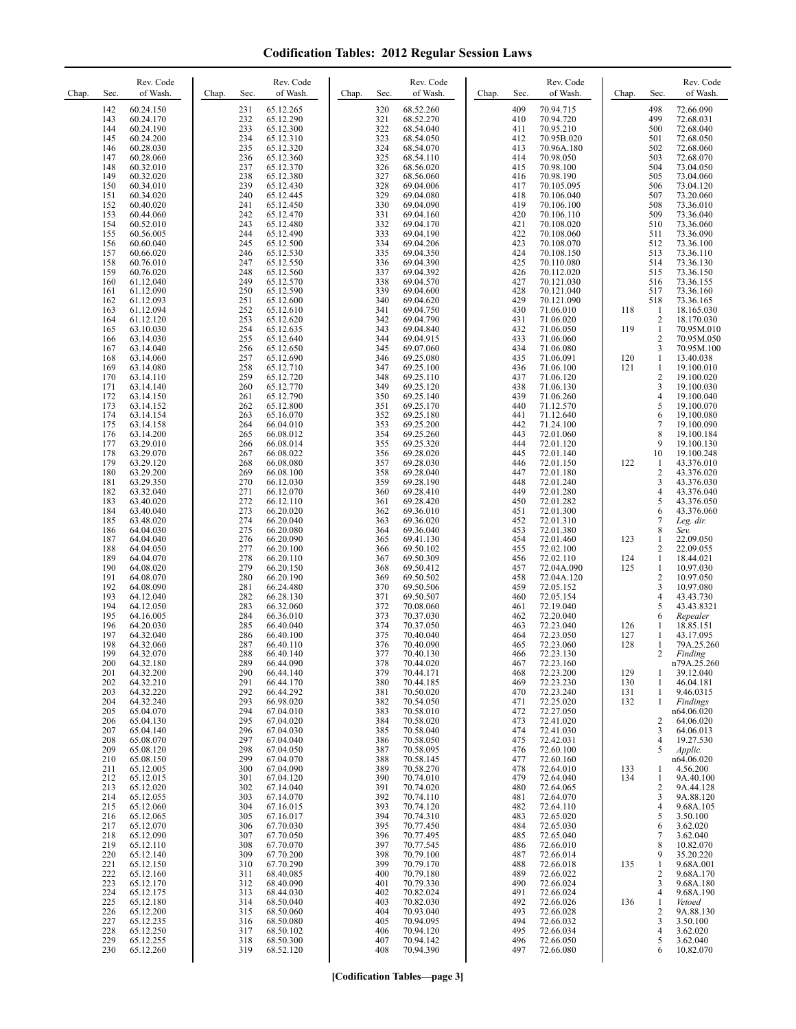# Codification Tables: 2012 Regular Session Laws

| Chap. | Sec. | Rev. Code of Wash. |
|---|---|---|
| | 142 | 60.24.150 |
| | 143 | 60.24.170 |
| | 144 | 60.24.190 |
| | 145 | 60.24.200 |
| | 146 | 60.28.030 |
| | 147 | 60.28.060 |
| | 148 | 60.32.010 |
| | 149 | 60.32.020 |
| | 150 | 60.34.010 |
| | 151 | 60.34.020 |
| | 152 | 60.40.020 |
| | 153 | 60.44.060 |
| | 154 | 60.52.010 |
| | 155 | 60.56.005 |
| | 156 | 60.60.040 |
| | 157 | 60.66.020 |
| | 158 | 60.76.010 |
| | 159 | 60.76.020 |
| | 160 | 61.12.040 |
| | 161 | 61.12.090 |
| | 162 | 61.12.093 |
| | 163 | 61.12.094 |
| | 164 | 61.12.120 |
| | 165 | 63.10.030 |
| | 166 | 63.14.030 |
| | 167 | 63.14.040 |
| | 168 | 63.14.060 |
| | 169 | 63.14.080 |
| | 170 | 63.14.110 |
| | 171 | 63.14.140 |
| | 172 | 63.14.150 |
| | 173 | 63.14.152 |
| | 174 | 63.14.154 |
| | 175 | 63.14.158 |
| | 176 | 63.14.200 |
| | 177 | 63.29.010 |
| | 178 | 63.29.070 |
| | 179 | 63.29.120 |
| | 180 | 63.29.200 |
| | 181 | 63.29.350 |
| | 182 | 63.32.040 |
| | 183 | 63.40.020 |
| | 184 | 63.40.040 |
| | 185 | 63.48.020 |
| | 186 | 64.04.030 |
| | 187 | 64.04.040 |
| | 188 | 64.04.050 |
| | 189 | 64.04.070 |
| | 190 | 64.08.020 |
| | 191 | 64.08.070 |
| | 192 | 64.08.090 |
| | 193 | 64.12.040 |
| | 194 | 64.12.050 |
| | 195 | 64.16.005 |
| | 196 | 64.20.030 |
| | 197 | 64.32.040 |
| | 198 | 64.32.060 |
| | 199 | 64.32.070 |
| | 200 | 64.32.180 |
| | 201 | 64.32.200 |
| | 202 | 64.32.210 |
| | 203 | 64.32.220 |
| | 204 | 64.32.240 |
| | 205 | 65.04.070 |
| | 206 | 65.04.130 |
| | 207 | 65.04.140 |
| | 208 | 65.08.070 |
| | 209 | 65.08.120 |
| | 210 | 65.08.150 |
| | 211 | 65.12.005 |
| | 212 | 65.12.015 |
| | 213 | 65.12.020 |
| | 214 | 65.12.055 |
| | 215 | 65.12.060 |
| | 216 | 65.12.065 |
| | 217 | 65.12.070 |
| | 218 | 65.12.090 |
| | 219 | 65.12.110 |
| | 220 | 65.12.140 |
| | 221 | 65.12.150 |
| | 222 | 65.12.160 |
| | 223 | 65.12.170 |
| | 224 | 65.12.175 |
| | 225 | 65.12.180 |
| | 226 | 65.12.200 |
| | 227 | 65.12.235 |
| | 228 | 65.12.250 |
| | 229 | 65.12.255 |
| | 230 | 65.12.260 |
| | 231 | 65.12.265 |
| | 232 | 65.12.290 |
| | 233 | 65.12.300 |
| | 234 | 65.12.310 |
| | 235 | 65.12.320 |
| | 236 | 65.12.360 |
| | 237 | 65.12.370 |
| | 238 | 65.12.380 |
| | 239 | 65.12.430 |
| | 240 | 65.12.445 |
| | 241 | 65.12.450 |
| | 242 | 65.12.470 |
| | 243 | 65.12.480 |
| | 244 | 65.12.490 |
| | 245 | 65.12.500 |
| | 246 | 65.12.530 |
| | 247 | 65.12.550 |
| | 248 | 65.12.560 |
| | 249 | 65.12.570 |
| | 250 | 65.12.590 |
| | 251 | 65.12.600 |
| | 252 | 65.12.610 |
| | 253 | 65.12.620 |
| | 254 | 65.12.635 |
| | 255 | 65.12.640 |
| | 256 | 65.12.650 |
| | 257 | 65.12.690 |
| | 258 | 65.12.710 |
| | 259 | 65.12.720 |
| | 260 | 65.12.770 |
| | 261 | 65.12.790 |
| | 262 | 65.12.800 |
| | 263 | 65.16.070 |
| | 264 | 66.04.010 |
| | 265 | 66.08.012 |
| | 266 | 66.08.014 |
| | 267 | 66.08.022 |
| | 268 | 66.08.080 |
| | 269 | 66.08.100 |
| | 270 | 66.12.030 |
| | 271 | 66.12.070 |
| | 272 | 66.12.110 |
| | 273 | 66.20.020 |
| | 274 | 66.20.040 |
| | 275 | 66.20.080 |
| | 276 | 66.20.090 |
| | 277 | 66.20.100 |
| | 278 | 66.20.110 |
| | 279 | 66.20.150 |
| | 280 | 66.20.190 |
| | 281 | 66.24.480 |
| | 282 | 66.28.130 |
| | 283 | 66.32.060 |
| | 284 | 66.36.010 |
| | 285 | 66.40.040 |
| | 286 | 66.40.100 |
| | 287 | 66.40.110 |
| | 288 | 66.40.140 |
| | 289 | 66.44.090 |
| | 290 | 66.44.140 |
| | 291 | 66.44.170 |
| | 292 | 66.44.292 |
| | 293 | 66.98.020 |
| | 294 | 67.04.010 |
| | 295 | 67.04.020 |
| | 296 | 67.04.030 |
| | 297 | 67.04.040 |
| | 298 | 67.04.050 |
| | 299 | 67.04.070 |
| | 300 | 67.04.090 |
| | 301 | 67.04.120 |
| | 302 | 67.14.040 |
| | 303 | 67.14.070 |
| | 304 | 67.16.015 |
| | 305 | 67.16.017 |
| | 306 | 67.70.030 |
| | 307 | 67.70.050 |
| | 308 | 67.70.070 |
| | 309 | 67.70.200 |
| | 310 | 67.70.290 |
| | 311 | 68.40.085 |
| | 312 | 68.40.090 |
| | 313 | 68.44.030 |
| | 314 | 68.50.040 |
| | 315 | 68.50.060 |
| | 316 | 68.50.080 |
| | 317 | 68.50.102 |
| | 318 | 68.50.300 |
| | 319 | 68.52.120 |
| | 320 | 68.52.260 |
| | 321 | 68.52.270 |
| | 322 | 68.54.040 |
| | 323 | 68.54.050 |
| | 324 | 68.54.070 |
| | 325 | 68.54.110 |
| | 326 | 68.56.020 |
| | 327 | 68.56.060 |
| | 328 | 69.04.006 |
| | 329 | 69.04.080 |
| | 330 | 69.04.090 |
| | 331 | 69.04.160 |
| | 332 | 69.04.170 |
| | 333 | 69.04.190 |
| | 334 | 69.04.206 |
| | 335 | 69.04.350 |
| | 336 | 69.04.390 |
| | 337 | 69.04.392 |
| | 338 | 69.04.570 |
| | 339 | 69.04.600 |
| | 340 | 69.04.620 |
| | 341 | 69.04.750 |
| | 342 | 69.04.790 |
| | 343 | 69.04.840 |
| | 344 | 69.04.915 |
| | 345 | 69.07.060 |
| | 346 | 69.25.080 |
| | 347 | 69.25.100 |
| | 348 | 69.25.110 |
| | 349 | 69.25.120 |
| | 350 | 69.25.140 |
| | 351 | 69.25.170 |
| | 352 | 69.25.180 |
| | 353 | 69.25.200 |
| | 354 | 69.25.260 |
| | 355 | 69.25.320 |
| | 356 | 69.28.020 |
| | 357 | 69.28.030 |
| | 358 | 69.28.040 |
| | 359 | 69.28.190 |
| | 360 | 69.28.410 |
| | 361 | 69.28.420 |
| | 362 | 69.36.010 |
| | 363 | 69.36.020 |
| | 364 | 69.36.040 |
| | 365 | 69.41.130 |
| | 366 | 69.50.102 |
| | 367 | 69.50.309 |
| | 368 | 69.50.412 |
| | 369 | 69.50.502 |
| | 370 | 69.50.506 |
| | 371 | 69.50.507 |
| | 372 | 70.08.060 |
| | 373 | 70.37.030 |
| | 374 | 70.37.050 |
| | 375 | 70.40.040 |
| | 376 | 70.40.090 |
| | 377 | 70.40.130 |
| | 378 | 70.44.020 |
| | 379 | 70.44.171 |
| | 380 | 70.44.185 |
| | 381 | 70.50.020 |
| | 382 | 70.54.050 |
| | 383 | 70.58.010 |
| | 384 | 70.58.020 |
| | 385 | 70.58.040 |
| | 386 | 70.58.050 |
| | 387 | 70.58.095 |
| | 388 | 70.58.145 |
| | 389 | 70.58.270 |
| | 390 | 70.74.010 |
| | 391 | 70.74.020 |
| | 392 | 70.74.110 |
| | 393 | 70.74.120 |
| | 394 | 70.74.310 |
| | 395 | 70.77.450 |
| | 396 | 70.77.495 |
| | 397 | 70.77.545 |
| | 398 | 70.79.100 |
| | 399 | 70.79.170 |
| | 400 | 70.79.180 |
| | 401 | 70.79.330 |
| | 402 | 70.82.024 |
| | 403 | 70.82.030 |
| | 404 | 70.93.040 |
| | 405 | 70.94.095 |
| | 406 | 70.94.120 |
| | 407 | 70.94.142 |
| | 408 | 70.94.390 |
| | 409 | 70.94.715 |
| | 410 | 70.94.720 |
| | 411 | 70.95.210 |
| | 412 | 70.95B.020 |
| | 413 | 70.96A.180 |
| | 414 | 70.98.050 |
| | 415 | 70.98.100 |
| | 416 | 70.98.190 |
| | 417 | 70.105.095 |
| | 418 | 70.106.040 |
| | 419 | 70.106.100 |
| | 420 | 70.106.110 |
| | 421 | 70.108.020 |
| | 422 | 70.108.060 |
| | 423 | 70.108.070 |
| | 424 | 70.108.150 |
| | 425 | 70.110.080 |
| | 426 | 70.112.020 |
| | 427 | 70.121.030 |
| | 428 | 70.121.040 |
| | 429 | 70.121.090 |
| | 430 | 71.06.010 |
| | 431 | 71.06.020 |
| | 432 | 71.06.050 |
| | 433 | 71.06.060 |
| | 434 | 71.06.080 |
| | 435 | 71.06.091 |
| | 436 | 71.06.100 |
| | 437 | 71.06.120 |
| | 438 | 71.06.130 |
| | 439 | 71.06.260 |
| | 440 | 71.12.570 |
| | 441 | 71.12.640 |
| | 442 | 71.24.100 |
| | 443 | 72.01.060 |
| | 444 | 72.01.120 |
| | 445 | 72.01.140 |
| | 446 | 72.01.150 |
| | 447 | 72.01.180 |
| | 448 | 72.01.240 |
| | 449 | 72.01.280 |
| | 450 | 72.01.282 |
| | 451 | 72.01.300 |
| | 452 | 72.01.310 |
| | 453 | 72.01.380 |
| | 454 | 72.01.460 |
| | 455 | 72.02.100 |
| | 456 | 72.02.110 |
| | 457 | 72.04A.090 |
| | 458 | 72.04A.120 |
| | 459 | 72.05.152 |
| | 460 | 72.05.154 |
| | 461 | 72.19.040 |
| | 462 | 72.20.040 |
| | 463 | 72.23.040 |
| | 464 | 72.23.050 |
| | 465 | 72.23.060 |
| | 466 | 72.23.130 |
| | 467 | 72.23.160 |
| | 468 | 72.23.200 |
| | 469 | 72.23.230 |
| | 470 | 72.23.240 |
| | 471 | 72.25.020 |
| | 472 | 72.27.050 |
| | 473 | 72.41.020 |
| | 474 | 72.41.030 |
| | 475 | 72.42.031 |
| | 476 | 72.60.100 |
| | 477 | 72.60.160 |
| | 478 | 72.64.010 |
| | 479 | 72.64.040 |
| | 480 | 72.64.065 |
| | 481 | 72.64.070 |
| | 482 | 72.64.110 |
| | 483 | 72.65.020 |
| | 484 | 72.65.030 |
| | 485 | 72.65.040 |
| | 486 | 72.66.010 |
| | 487 | 72.66.014 |
| | 488 | 72.66.018 |
| | 489 | 72.66.022 |
| | 490 | 72.66.024 |
| | 491 | 72.66.024 |
| | 492 | 72.66.026 |
| | 493 | 72.66.028 |
| | 494 | 72.66.032 |
| | 495 | 72.66.034 |
| | 496 | 72.66.050 |
| | 497 | 72.66.080 |
| | 498 | 72.66.090 |
| | 499 | 72.68.031 |
| | 500 | 72.68.040 |
| | 501 | 72.68.050 |
| | 502 | 72.68.060 |
| | 503 | 72.68.070 |
| | 504 | 73.04.050 |
| | 505 | 73.04.060 |
| | 506 | 73.04.120 |
| | 507 | 73.20.060 |
| | 508 | 73.36.010 |
| | 509 | 73.36.040 |
| | 510 | 73.36.060 |
| | 511 | 73.36.090 |
| | 512 | 73.36.100 |
| | 513 | 73.36.110 |
| | 514 | 73.36.130 |
| | 515 | 73.36.150 |
| | 516 | 73.36.155 |
| | 517 | 73.36.160 |
| | 518 | 73.36.165 |
| 118 | 1 | 18.165.030 |
| | 2 | 18.170.030 |
| 119 | 1 | 70.95M.010 |
| | 2 | 70.95M.050 |
| | 3 | 70.95M.100 |
| 120 | 1 | 13.40.038 |
| 121 | 1 | 19.100.010 |
| | 2 | 19.100.020 |
| | 3 | 19.100.030 |
| | 4 | 19.100.040 |
| | 5 | 19.100.070 |
| | 6 | 19.100.080 |
| | 7 | 19.100.090 |
| | 8 | 19.100.184 |
| | 9 | 19.100.130 |
| | 10 | 19.100.248 |
| 122 | 1 | 43.376.010 |
| | 2 | 43.376.020 |
| | 3 | 43.376.030 |
| | 4 | 43.376.040 |
| | 5 | 43.376.050 |
| | 6 | 43.376.060 |
| | 7 | *Leg. dir.* |
| | 8 | *Sev.* |
| 123 | 1 | 22.09.050 |
| | 2 | 22.09.055 |
| 124 | 1 | 18.44.021 |
| 125 | 1 | 10.97.030 |
| | 2 | 10.97.050 |
| | 3 | 10.97.080 |
| | 4 | 43.43.730 |
| | 5 | 43.43.8321 |
| | 6 | *Repealer* |
| 126 | 1 | 18.85.151 |
| 127 | 1 | 43.17.095 |
| 128 | 1 | 79A.25.260 |
| | 2 | *Finding* n79A.25.260 |
| 129 | 1 | 39.12.040 |
| 130 | 1 | 46.04.181 |
| 131 | 1 | 9.46.0315 |
| 132 | 1 | *Findings* n64.06.020 |
| | 2 | 64.06.020 |
| | 3 | 64.06.013 |
| | 4 | 19.27.530 |
| | 5 | *Applic.* n64.06.020 |
| 133 | 1 | 4.56.200 |
| 134 | 1 | 9A.40.100 |
| | 2 | 9A.44.128 |
| | 3 | 9A.88.120 |
| | 4 | 9.68A.105 |
| | 5 | 3.50.100 |
| | 6 | 3.62.020 |
| | 7 | 3.62.040 |
| | 8 | 10.82.070 |
| | 9 | 35.20.220 |
| 135 | 1 | 9.68A.001 |
| | 2 | 9.68A.170 |
| | 3 | 9.68A.180 |
| | 4 | 9.68A.190 |
| 136 | 1 | *Vetoed* |
| | 2 | 9A.88.130 |
| | 3 | 3.50.100 |
| | 4 | 3.62.020 |
| | 5 | 3.62.040 |
| | 6 | 10.82.070 |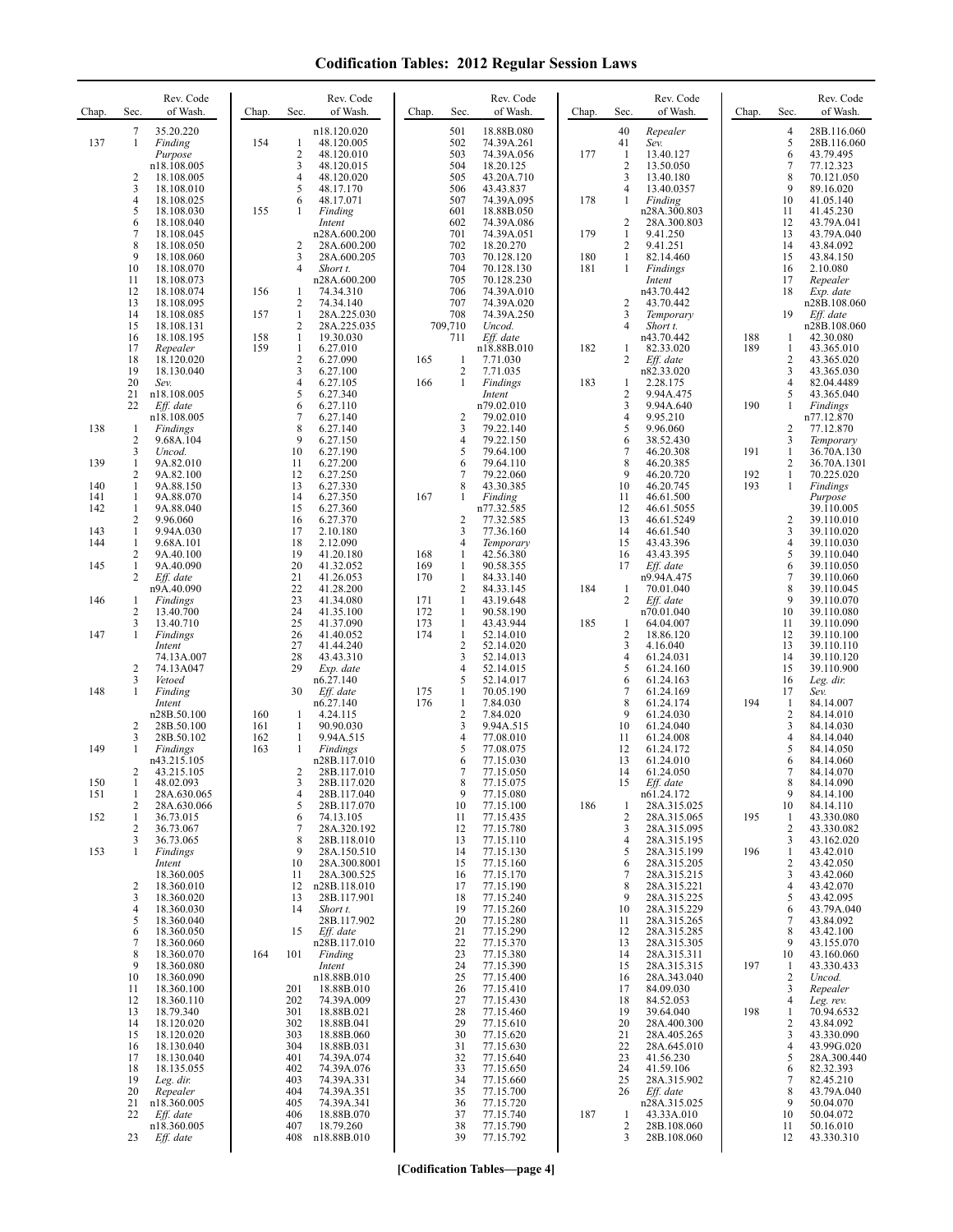# Codification Tables: 2012 Regular Session Laws

| Chap. | Sec. | Rev. Code of Wash. |
|---|---|---|
| | 7 | 35.20.220 |
| 137 | 1 | *Finding Purpose* n18.108.005 |
| | 2 | 18.108.005 |
| | 3 | 18.108.010 |
| | 4 | 18.108.025 |
| | 5 | 18.108.030 |
| | 6 | 18.108.040 |
| | 7 | 18.108.045 |
| | 8 | 18.108.050 |
| | 9 | 18.108.060 |
| | 10 | 18.108.070 |
| | 11 | 18.108.073 |
| | 12 | 18.108.074 |
| | 13 | 18.108.095 |
| | 14 | 18.108.085 |
| | 15 | 18.108.131 |
| | 16 | 18.108.195 |
| | 17 | *Repealer* |
| | 18 | 18.120.020 |
| | 19 | 18.130.040 |
| | 20 | *Sev.* |
| | 21 | n18.108.005 |
| | 22 | *Eff. date* n18.108.005 |
| 138 | 1 | *Findings* |
| | 2 | 9.68A.104 |
| | 3 | *Uncod.* |
| 139 | 1 | 9A.82.010 |
| | 2 | 9A.82.100 |
| 140 | 1 | 9A.88.150 |
| 141 | 1 | 9A.88.070 |
| 142 | 1 | 9A.88.040 |
| | 2 | 9.96.060 |
| 143 | 1 | 9.94A.030 |
| 144 | 1 | 9.68A.101 |
| | 2 | 9A.40.100 |
| 145 | 1 | 9A.40.090 |
| | 2 | *Eff. date* n9A.40.090 |
| 146 | 1 | *Findings* |
| | 2 | 13.40.700 |
| | 3 | 13.40.710 |
| 147 | 1 | *Findings Intent* 74.13A.007 |
| | 2 | 74.13A047 |
| | 3 | *Vetoed* |
| 148 | 1 | *Finding Intent* n28B.50.100 |
| | 2 | 28B.50.100 |
| | 3 | 28B.50.102 |
| 149 | 1 | *Findings* n43.215.105 |
| | 2 | 43.215.105 |
| 150 | 1 | 48.02.093 |
| 151 | 1 | 28A.630.065 |
| | 2 | 28A.630.066 |
| 152 | 1 | 36.73.015 |
| | 2 | 36.73.067 |
| | 3 | 36.73.065 |
| 153 | 1 | *Findings Intent* 18.360.005 |
| | 2 | 18.360.010 |
| | 3 | 18.360.020 |
| | 4 | 18.360.030 |
| | 5 | 18.360.040 |
| | 6 | 18.360.050 |
| | 7 | 18.360.060 |
| | 8 | 18.360.070 |
| | 9 | 18.360.080 |
| | 10 | 18.360.090 |
| | 11 | 18.360.100 |
| | 12 | 18.360.110 |
| | 13 | 18.79.340 |
| | 14 | 18.120.020 |
| | 15 | 18.120.020 |
| | 16 | 18.130.040 |
| | 17 | 18.130.040 |
| | 18 | 18.135.055 |
| | 19 | *Leg. dir.* |
| | 20 | *Repealer* |
| | 21 | n18.360.005 |
| | 22 | *Eff. date* n18.360.005 |
| | 23 | *Eff. date* |
| | | n18.120.020 |
| 154 | 1 | 48.120.005 |
| | 2 | 48.120.010 |
| | 3 | 48.120.015 |
| | 4 | 48.120.020 |
| | 5 | 48.17.170 |
| | 6 | 48.17.071 |
| 155 | 1 | *Finding Intent* n28A.600.200 |
| | 2 | 28A.600.200 |
| | 3 | 28A.600.205 |
| | 4 | *Short t.* n28A.600.200 |
| 156 | 1 | 74.34.310 |
| | 2 | 74.34.140 |
| 157 | 1 | 28A.225.030 |
| | 2 | 28A.225.035 |
| 158 | 1 | 19.30.030 |
| 159 | 1 | 6.27.010 |
| | 2 | 6.27.090 |
| | 3 | 6.27.100 |
| | 4 | 6.27.105 |
| | 5 | 6.27.340 |
| | 6 | 6.27.110 |
| | 7 | 6.27.140 |
| | 8 | 6.27.140 |
| | 9 | 6.27.150 |
| | 10 | 6.27.190 |
| | 11 | 6.27.200 |
| | 12 | 6.27.250 |
| | 13 | 6.27.330 |
| | 14 | 6.27.350 |
| | 15 | 6.27.360 |
| | 16 | 6.27.370 |
| | 17 | 2.10.180 |
| | 18 | 2.12.090 |
| | 19 | 41.20.180 |
| | 20 | 41.32.052 |
| | 21 | 41.26.053 |
| | 22 | 41.28.200 |
| | 23 | 41.34.080 |
| | 24 | 41.35.100 |
| | 25 | 41.37.090 |
| | 26 | 41.40.052 |
| | 27 | 41.44.240 |
| | 28 | 43.43.310 |
| | 29 | *Exp. date* n6.27.140 |
| | 30 | *Eff. date* n6.27.140 |
| 160 | 1 | 4.24.115 |
| 161 | 1 | 90.90.030 |
| 162 | 1 | 9.94A.515 |
| 163 | 1 | *Findings* n28B.117.010 |
| | 2 | 28B.117.010 |
| | 3 | 28B.117.020 |
| | 4 | 28B.117.040 |
| | 5 | 28B.117.070 |
| | 6 | 74.13.105 |
| | 7 | 28A.320.192 |
| | 8 | 28B.118.010 |
| | 9 | 28A.150.510 |
| | 10 | 28A.300.8001 |
| | 11 | 28A.300.525 |
| | 12 | n28B.118.010 |
| | 13 | 28B.117.901 |
| | 14 | *Short t.* 28B.117.902 |
| | 15 | *Eff. date* n28B.117.010 |
| 164 | 101 | *Finding Intent* n18.88B.010 |
| | 201 | 18.88B.010 |
| | 202 | 74.39A.009 |
| | 301 | 18.88B.021 |
| | 302 | 18.88B.041 |
| | 303 | 18.88B.060 |
| | 304 | 18.88B.031 |
| | 401 | 74.39A.074 |
| | 402 | 74.39A.076 |
| | 403 | 74.39A.331 |
| | 404 | 74.39A.351 |
| | 405 | 74.39A.341 |
| | 406 | 18.88B.070 |
| | 407 | 18.79.260 |
| | 408 | n18.88B.010 |
| | 501 | 18.88B.080 |
| | 502 | 74.39A.261 |
| | 503 | 74.39A.056 |
| | 504 | 18.20.125 |
| | 505 | 43.20A.710 |
| | 506 | 43.43.837 |
| | 507 | 74.39A.095 |
| | 601 | 18.88B.050 |
| | 602 | 74.39A.086 |
| | 701 | 74.39A.051 |
| | 702 | 18.20.270 |
| | 703 | 70.128.120 |
| | 704 | 70.128.130 |
| | 705 | 70.128.230 |
| | 706 | 74.39A.010 |
| | 707 | 74.39A.020 |
| | 708 | 74.39A.250 |
| | 709,710 | *Uncod.* |
| | 711 | *Eff. date* n18.88B.010 |
| 165 | 1 | 7.71.030 |
| | 2 | 7.71.035 |
| 166 | 1 | *Findings Intent* n79.02.010 |
| | 2 | 79.02.010 |
| | 3 | 79.22.140 |
| | 4 | 79.22.150 |
| | 5 | 79.64.100 |
| | 6 | 79.64.110 |
| | 7 | 79.22.060 |
| | 8 | 43.30.385 |
| 167 | 1 | *Finding* n77.32.585 |
| | 2 | 77.32.585 |
| | 3 | 77.36.160 |
| | 4 | *Temporary* |
| 168 | 1 | 42.56.380 |
| 169 | 1 | 90.58.355 |
| 170 | 1 | 84.33.140 |
| | 2 | 84.33.145 |
| 171 | 1 | 43.19.648 |
| 172 | 1 | 90.58.190 |
| 173 | 1 | 43.43.944 |
| 174 | 1 | 52.14.010 |
| | 2 | 52.14.020 |
| | 3 | 52.14.013 |
| | 4 | 52.14.015 |
| | 5 | 52.14.017 |
| 175 | 1 | 70.05.190 |
| 176 | 1 | 7.84.030 |
| | 2 | 7.84.020 |
| | 3 | 9.94A.515 |
| | 4 | 77.08.010 |
| | 5 | 77.08.075 |
| | 6 | 77.15.030 |
| | 7 | 77.15.050 |
| | 8 | 77.15.075 |
| | 9 | 77.15.080 |
| | 10 | 77.15.100 |
| | 11 | 77.15.435 |
| | 12 | 77.15.780 |
| | 13 | 77.15.110 |
| | 14 | 77.15.130 |
| | 15 | 77.15.160 |
| | 16 | 77.15.170 |
| | 17 | 77.15.190 |
| | 18 | 77.15.240 |
| | 19 | 77.15.260 |
| | 20 | 77.15.280 |
| | 21 | 77.15.290 |
| | 22 | 77.15.370 |
| | 23 | 77.15.380 |
| | 24 | 77.15.390 |
| | 25 | 77.15.400 |
| | 26 | 77.15.410 |
| | 27 | 77.15.430 |
| | 28 | 77.15.460 |
| | 29 | 77.15.610 |
| | 30 | 77.15.620 |
| | 31 | 77.15.630 |
| | 32 | 77.15.640 |
| | 33 | 77.15.650 |
| | 34 | 77.15.660 |
| | 35 | 77.15.700 |
| | 36 | 77.15.720 |
| | 37 | 77.15.740 |
| | 38 | 77.15.790 |
| | 39 | 77.15.792 |
| | 40 | *Repealer* |
| | 41 | *Sev.* |
| 177 | 1 | 13.40.127 |
| | 2 | 13.50.050 |
| | 3 | 13.40.180 |
| | 4 | 13.40.0357 |
| 178 | 1 | *Finding* n28A.300.803 |
| | 2 | 28A.300.803 |
| 179 | 1 | 9.41.250 |
| | 2 | 9.41.251 |
| 180 | 1 | 82.14.460 |
| 181 | 1 | *Findings Intent* n43.70.442 |
| | 2 | 43.70.442 |
| | 3 | *Temporary* |
| | 4 | *Short t.* n43.70.442 |
| 182 | 1 | 82.33.020 |
| | 2 | *Eff. date* n82.33.020 |
| 183 | 1 | 2.28.175 |
| | 2 | 9.94A.475 |
| | 3 | 9.94A.640 |
| | 4 | 9.95.210 |
| | 5 | 9.96.060 |
| | 6 | 38.52.430 |
| | 7 | 46.20.308 |
| | 8 | 46.20.385 |
| | 9 | 46.20.720 |
| | 10 | 46.20.745 |
| | 11 | 46.61.500 |
| | 12 | 46.61.5055 |
| | 13 | 46.61.5249 |
| | 14 | 46.61.540 |
| | 15 | 43.43.396 |
| | 16 | 43.43.395 |
| | 17 | *Eff. date* n9.94A.475 |
| 184 | 1 | 70.01.040 |
| | 2 | *Eff. date* n70.01.040 |
| 185 | 1 | 64.04.007 |
| | 2 | 18.86.120 |
| | 3 | 4.16.040 |
| | 4 | 61.24.031 |
| | 5 | 61.24.160 |
| | 6 | 61.24.163 |
| | 7 | 61.24.169 |
| | 8 | 61.24.174 |
| | 9 | 61.24.030 |
| | 10 | 61.24.040 |
| | 11 | 61.24.008 |
| | 12 | 61.24.172 |
| | 13 | 61.24.010 |
| | 14 | 61.24.050 |
| | 15 | *Eff. date* n61.24.172 |
| 186 | 1 | 28A.315.025 |
| | 2 | 28A.315.065 |
| | 3 | 28A.315.095 |
| | 4 | 28A.315.195 |
| | 5 | 28A.315.199 |
| | 6 | 28A.315.205 |
| | 7 | 28A.315.215 |
| | 8 | 28A.315.221 |
| | 9 | 28A.315.225 |
| | 10 | 28A.315.229 |
| | 11 | 28A.315.265 |
| | 12 | 28A.315.285 |
| | 13 | 28A.315.305 |
| | 14 | 28A.315.311 |
| | 15 | 28A.315.315 |
| | 16 | 28A.343.040 |
| | 17 | 84.09.030 |
| | 18 | 84.52.053 |
| | 19 | 39.64.040 |
| | 20 | 28A.400.300 |
| | 21 | 28A.405.265 |
| | 22 | 28A.645.010 |
| | 23 | 41.56.230 |
| | 24 | 41.59.106 |
| | 25 | 28A.315.902 |
| | 26 | *Eff. date* n28A.315.025 |
| 187 | 1 | 43.33A.010 |
| | 2 | 28B.108.060 |
| | 3 | 28B.108.060 |
| | 4 | 28B.116.060 |
| | 5 | 28B.116.060 |
| | 6 | 43.79.495 |
| | 7 | 77.12.323 |
| | 8 | 70.121.050 |
| | 9 | 89.16.020 |
| | 10 | 41.05.140 |
| | 11 | 41.45.230 |
| | 12 | 43.79A.041 |
| | 13 | 43.79A.040 |
| | 14 | 43.84.092 |
| | 15 | 43.84.150 |
| | 16 | 2.10.080 |
| | 17 | *Repealer* |
| | 18 | *Exp. date* n28B.108.060 |
| | 19 | *Eff. date* n28B.108.060 |
| 188 | 1 | 42.30.080 |
| 189 | 1 | 43.365.010 |
| | 2 | 43.365.020 |
| | 3 | 43.365.030 |
| | 4 | 82.04.4489 |
| | 5 | 43.365.040 |
| 190 | 1 | *Findings* n77.12.870 |
| | 2 | 77.12.870 |
| | 3 | *Temporary* |
| 191 | 1 | 36.70A.130 |
| | 2 | 36.70A.1301 |
| 192 | 1 | 70.225.020 |
| 193 | 1 | *Findings Purpose* 39.110.005 |
| | 2 | 39.110.010 |
| | 3 | 39.110.020 |
| | 4 | 39.110.030 |
| | 5 | 39.110.040 |
| | 6 | 39.110.050 |
| | 7 | 39.110.060 |
| | 8 | 39.110.045 |
| | 9 | 39.110.070 |
| | 10 | 39.110.080 |
| | 11 | 39.110.090 |
| | 12 | 39.110.100 |
| | 13 | 39.110.110 |
| | 14 | 39.110.120 |
| | 15 | 39.110.900 |
| | 16 | *Leg. dir.* |
| | 17 | *Sev.* |
| 194 | 1 | 84.14.007 |
| | 2 | 84.14.010 |
| | 3 | 84.14.030 |
| | 4 | 84.14.040 |
| | 5 | 84.14.050 |
| | 6 | 84.14.060 |
| | 7 | 84.14.070 |
| | 8 | 84.14.090 |
| | 9 | 84.14.100 |
| | 10 | 84.14.110 |
| 195 | 1 | 43.330.080 |
| | 2 | 43.330.082 |
| | 3 | 43.162.020 |
| 196 | 1 | 43.42.010 |
| | 2 | 43.42.050 |
| | 3 | 43.42.060 |
| | 4 | 43.42.070 |
| | 5 | 43.42.095 |
| | 6 | 43.79A.040 |
| | 7 | 43.84.092 |
| | 8 | 43.42.100 |
| | 9 | 43.155.070 |
| | 10 | 43.160.060 |
| 197 | 1 | 43.330.433 |
| | 2 | *Uncod.* |
| | 3 | *Repealer* |
| | 4 | *Leg. rev.* |
| 198 | 1 | 70.94.6532 |
| | 2 | 43.84.092 |
| | 3 | 43.330.090 |
| | 4 | 43.99G.020 |
| | 5 | 28A.300.440 |
| | 6 | 82.32.393 |
| | 7 | 82.45.210 |
| | 8 | 43.79A.040 |
| | 9 | 50.04.070 |
| | 10 | 50.04.072 |
| | 11 | 50.16.010 |
| | 12 | 43.330.310 |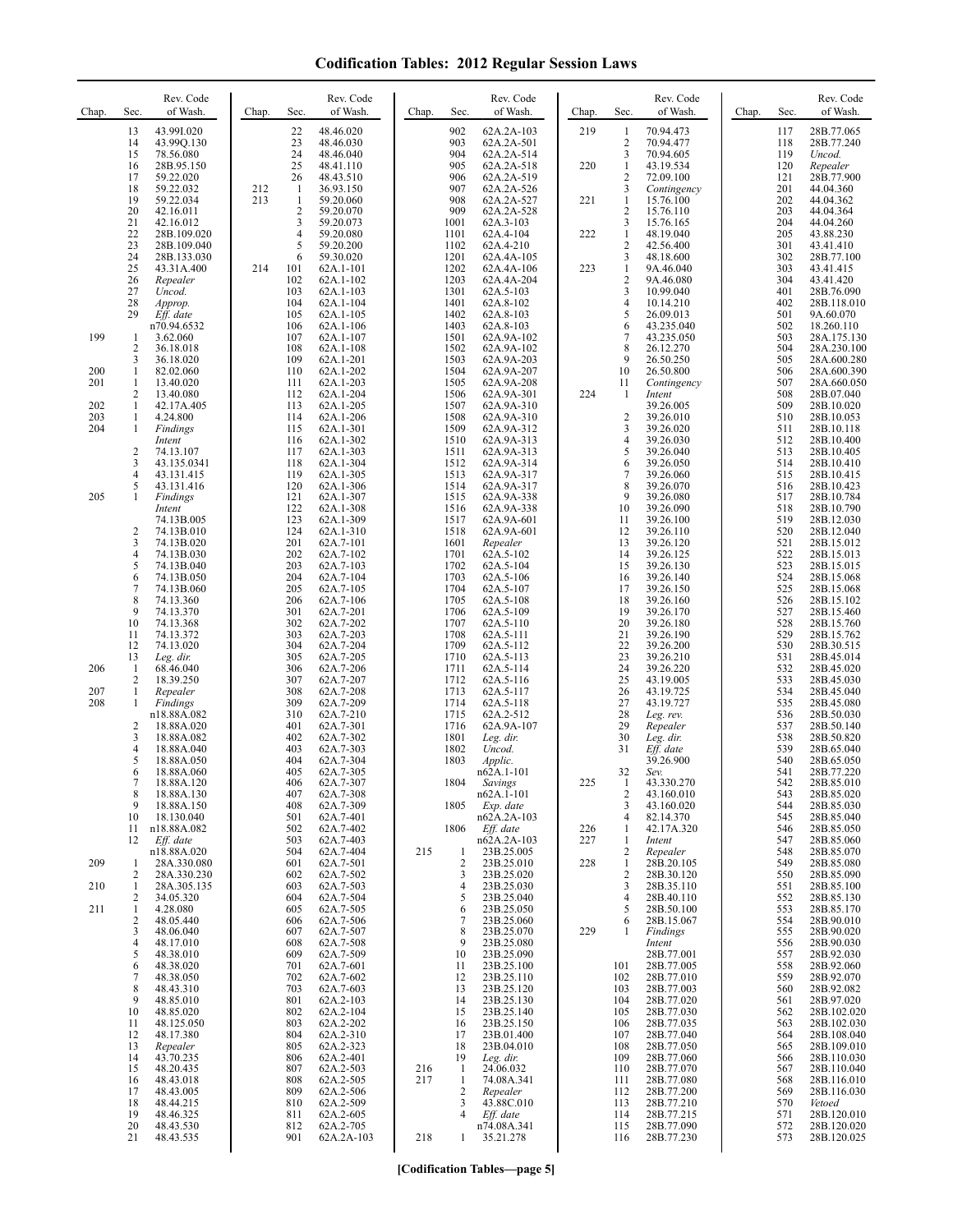# Codification Tables: 2012 Regular Session Laws

| Chap. | Sec. | Rev. Code of Wash. |
|---|---|---|
| | 13 | 43.99I.020 |
| | 14 | 43.99Q.130 |
| | 15 | 78.56.080 |
| | 16 | 28B.95.150 |
| | 17 | 59.22.020 |
| | 18 | 59.22.032 |
| | 19 | 59.22.034 |
| | 20 | 42.16.011 |
| | 21 | 42.16.012 |
| | 22 | 28B.109.020 |
| | 23 | 28B.109.040 |
| | 24 | 28B.133.030 |
| | 25 | 43.31A.400 |
| | 26 | *Repealer* |
| | 27 | *Uncod.* |
| | 28 | *Approp.* |
| | 29 | *Eff. date* n70.94.6532 |
| 199 | 1 | 3.62.060 |
| | 2 | 36.18.018 |
| | 3 | 36.18.020 |
| 200 | 1 | 82.02.060 |
| 201 | 1 | 13.40.020 |
| | 2 | 13.40.080 |
| 202 | 1 | 42.17A.405 |
| 203 | 1 | 4.24.800 |
| 204 | 1 | *Findings Intent* |
| | 2 | 74.13.107 |
| | 3 | 43.135.0341 |
| | 4 | 43.131.415 |
| | 5 | 43.131.416 |
| 205 | 1 | *Findings Intent* 74.13B.005 |
| | 2 | 74.13B.010 |
| | 3 | 74.13B.020 |
| | 4 | 74.13B.030 |
| | 5 | 74.13B.040 |
| | 6 | 74.13B.050 |
| | 7 | 74.13B.060 |
| | 8 | 74.13.360 |
| | 9 | 74.13.370 |
| | 10 | 74.13.368 |
| | 11 | 74.13.372 |
| | 12 | 74.13.020 |
| | 13 | *Leg. dir.* |
| 206 | 1 | 68.46.040 |
| | 2 | 18.39.250 |
| 207 | 1 | *Repealer* |
| 208 | 1 | *Findings* n18.88A.082 |
| | 2 | 18.88A.020 |
| | 3 | 18.88A.082 |
| | 4 | 18.88A.040 |
| | 5 | 18.88A.050 |
| | 6 | 18.88A.060 |
| | 7 | 18.88A.120 |
| | 8 | 18.88A.130 |
| | 9 | 18.88A.150 |
| | 10 | 18.130.040 |
| | 11 | n18.88A.082 |
| | 12 | *Eff. date* n18.88A.020 |
| 209 | 1 | 28A.330.080 |
| | 2 | 28A.330.230 |
| 210 | 1 | 28A.305.135 |
| | 2 | 34.05.320 |
| 211 | 1 | 4.28.080 |
| | 2 | 48.05.440 |
| | 3 | 48.06.040 |
| | 4 | 48.17.010 |
| | 5 | 48.38.010 |
| | 6 | 48.38.020 |
| | 7 | 48.38.050 |
| | 8 | 48.43.310 |
| | 9 | 48.85.010 |
| | 10 | 48.85.020 |
| | 11 | 48.125.050 |
| | 12 | 48.17.380 |
| | 13 | *Repealer* |
| | 14 | 43.70.235 |
| | 15 | 48.20.435 |
| | 16 | 48.43.018 |
| | 17 | 48.43.005 |
| | 18 | 48.44.215 |
| | 19 | 48.46.325 |
| | 20 | 48.43.530 |
| | 21 | 48.43.535 |
| | 22 | 48.46.020 |
| | 23 | 48.46.030 |
| | 24 | 48.46.040 |
| | 25 | 48.41.110 |
| | 26 | 48.43.510 |
| 212 | 1 | 36.93.150 |
| 213 | 1 | 59.20.060 |
| | 2 | 59.20.070 |
| | 3 | 59.20.073 |
| | 4 | 59.20.080 |
| | 5 | 59.20.200 |
| | 6 | 59.30.020 |
| 214 | 101 | 62A.1-101 |
| | 102 | 62A.1-102 |
| | 103 | 62A.1-103 |
| | 104 | 62A.1-104 |
| | 105 | 62A.1-105 |
| | 106 | 62A.1-106 |
| | 107 | 62A.1-107 |
| | 108 | 62A.1-108 |
| | 109 | 62A.1-201 |
| | 110 | 62A.1-202 |
| | 111 | 62A.1-203 |
| | 112 | 62A.1-204 |
| | 113 | 62A.1-205 |
| | 114 | 62A.1-206 |
| | 115 | 62A.1-301 |
| | 116 | 62A.1-302 |
| | 117 | 62A.1-303 |
| | 118 | 62A.1-304 |
| | 119 | 62A.1-305 |
| | 120 | 62A.1-306 |
| | 121 | 62A.1-307 |
| | 122 | 62A.1-308 |
| | 123 | 62A.1-309 |
| | 124 | 62A.1-310 |
| | 201 | 62A.7-101 |
| | 202 | 62A.7-102 |
| | 203 | 62A.7-103 |
| | 204 | 62A.7-104 |
| | 205 | 62A.7-105 |
| | 206 | 62A.7-106 |
| | 301 | 62A.7-201 |
| | 302 | 62A.7-202 |
| | 303 | 62A.7-203 |
| | 304 | 62A.7-204 |
| | 305 | 62A.7-205 |
| | 306 | 62A.7-206 |
| | 307 | 62A.7-207 |
| | 308 | 62A.7-208 |
| | 309 | 62A.7-209 |
| | 310 | 62A.7-210 |
| | 401 | 62A.7-301 |
| | 402 | 62A.7-302 |
| | 403 | 62A.7-303 |
| | 404 | 62A.7-304 |
| | 405 | 62A.7-305 |
| | 406 | 62A.7-307 |
| | 407 | 62A.7-308 |
| | 408 | 62A.7-309 |
| | 501 | 62A.7-401 |
| | 502 | 62A.7-402 |
| | 503 | 62A.7-403 |
| | 504 | 62A.7-404 |
| | 601 | 62A.7-501 |
| | 602 | 62A.7-502 |
| | 603 | 62A.7-503 |
| | 604 | 62A.7-504 |
| | 605 | 62A.7-505 |
| | 606 | 62A.7-506 |
| | 607 | 62A.7-507 |
| | 608 | 62A.7-508 |
| | 609 | 62A.7-509 |
| | 701 | 62A.7-601 |
| | 702 | 62A.7-602 |
| | 703 | 62A.7-603 |
| | 801 | 62A.2-103 |
| | 802 | 62A.2-104 |
| | 803 | 62A.2-202 |
| | 804 | 62A.2-310 |
| | 805 | 62A.2-323 |
| | 806 | 62A.2-401 |
| | 807 | 62A.2-503 |
| | 808 | 62A.2-505 |
| | 809 | 62A.2-506 |
| | 810 | 62A.2-509 |
| | 811 | 62A.2-605 |
| | 812 | 62A.2-705 |
| | 901 | 62A.2A-103 |
| | 902 | 62A.2A-103 |
| | 903 | 62A.2A-501 |
| | 904 | 62A.2A-514 |
| | 905 | 62A.2A-518 |
| | 906 | 62A.2A-519 |
| | 907 | 62A.2A-526 |
| | 908 | 62A.2A-527 |
| | 909 | 62A.2A-528 |
| | 1001 | 62A.3-103 |
| | 1101 | 62A.4-104 |
| | 1102 | 62A.4-210 |
| | 1201 | 62A.4A-105 |
| | 1202 | 62A.4A-106 |
| | 1203 | 62A.4A-204 |
| | 1301 | 62A.5-103 |
| | 1401 | 62A.8-102 |
| | 1402 | 62A.8-103 |
| | 1403 | 62A.8-103 |
| | 1501 | 62A.9A-102 |
| | 1502 | 62A.9A-102 |
| | 1503 | 62A.9A-203 |
| | 1504 | 62A.9A-207 |
| | 1505 | 62A.9A-208 |
| | 1506 | 62A.9A-301 |
| | 1507 | 62A.9A-310 |
| | 1508 | 62A.9A-310 |
| | 1509 | 62A.9A-312 |
| | 1510 | 62A.9A-313 |
| | 1511 | 62A.9A-313 |
| | 1512 | 62A.9A-314 |
| | 1513 | 62A.9A-317 |
| | 1514 | 62A.9A-317 |
| | 1515 | 62A.9A-338 |
| | 1516 | 62A.9A-338 |
| | 1517 | 62A.9A-601 |
| | 1518 | 62A.9A-601 |
| | 1601 | *Repealer* |
| | 1701 | 62A.5-102 |
| | 1702 | 62A.5-104 |
| | 1703 | 62A.5-106 |
| | 1704 | 62A.5-107 |
| | 1705 | 62A.5-108 |
| | 1706 | 62A.5-109 |
| | 1707 | 62A.5-110 |
| | 1708 | 62A.5-111 |
| | 1709 | 62A.5-112 |
| | 1710 | 62A.5-113 |
| | 1711 | 62A.5-114 |
| | 1712 | 62A.5-116 |
| | 1713 | 62A.5-117 |
| | 1714 | 62A.5-118 |
| | 1715 | 62A.2-512 |
| | 1716 | 62A.9A-107 |
| | 1801 | *Leg. dir.* |
| | 1802 | *Uncod.* |
| | 1803 | *Applic.* n62A.1-101 |
| | 1804 | *Savings* n62A.1-101 |
| | 1805 | *Exp. date* n62A.2A-103 |
| | 1806 | *Eff. date* n62A.2A-103 |
| 215 | 1 | 23B.25.005 |
| | 2 | 23B.25.010 |
| | 3 | 23B.25.020 |
| | 4 | 23B.25.030 |
| | 5 | 23B.25.040 |
| | 6 | 23B.25.050 |
| | 7 | 23B.25.060 |
| | 8 | 23B.25.070 |
| | 9 | 23B.25.080 |
| | 10 | 23B.25.090 |
| | 11 | 23B.25.100 |
| | 12 | 23B.25.110 |
| | 13 | 23B.25.120 |
| | 14 | 23B.25.130 |
| | 15 | 23B.25.140 |
| | 16 | 23B.25.150 |
| | 17 | 23B.01.400 |
| | 18 | 23B.04.010 |
| | 19 | *Leg. dir.* |
| 216 | 1 | 24.06.032 |
| 217 | 1 | 74.08A.341 |
| | 2 | *Repealer* |
| | 3 | 43.88C.010 |
| | 4 | *Eff. date* n74.08A.341 |
| 218 | 1 | 35.21.278 |
| 219 | 1 | 70.94.473 |
| | 2 | 70.94.477 |
| | 3 | 70.94.605 |
| 220 | 1 | 43.19.534 |
| | 2 | 72.09.100 |
| | 3 | *Contingency* |
| 221 | 1 | 15.76.100 |
| | 2 | 15.76.110 |
| | 3 | 15.76.165 |
| 222 | 1 | 48.19.040 |
| | 2 | 42.56.400 |
| | 3 | 48.18.600 |
| 223 | 1 | 9A.46.040 |
| | 2 | 9A.46.080 |
| | 3 | 10.99.040 |
| | 4 | 10.14.210 |
| | 5 | 26.09.013 |
| | 6 | 43.235.040 |
| | 7 | 43.235.050 |
| | 8 | 26.12.270 |
| | 9 | 26.50.250 |
| | 10 | 26.50.800 |
| | 11 | *Contingency* |
| 224 | 1 | *Intent* 39.26.005 |
| | 2 | 39.26.010 |
| | 3 | 39.26.020 |
| | 4 | 39.26.030 |
| | 5 | 39.26.040 |
| | 6 | 39.26.050 |
| | 7 | 39.26.060 |
| | 8 | 39.26.070 |
| | 9 | 39.26.080 |
| | 10 | 39.26.090 |
| | 11 | 39.26.100 |
| | 12 | 39.26.110 |
| | 13 | 39.26.120 |
| | 14 | 39.26.125 |
| | 15 | 39.26.130 |
| | 16 | 39.26.140 |
| | 17 | 39.26.150 |
| | 18 | 39.26.160 |
| | 19 | 39.26.170 |
| | 20 | 39.26.180 |
| | 21 | 39.26.190 |
| | 22 | 39.26.200 |
| | 23 | 39.26.210 |
| | 24 | 39.26.220 |
| | 25 | 43.19.005 |
| | 26 | 43.19.725 |
| | 27 | 43.19.727 |
| | 28 | *Leg. rev.* |
| | 29 | *Repealer* |
| | 30 | *Leg. dir.* |
| | 31 | *Eff. date* 39.26.900 |
| | 32 | *Sev.* |
| 225 | 1 | 43.330.270 |
| | 2 | 43.160.010 |
| | 3 | 43.160.020 |
| | 4 | 82.14.370 |
| 226 | 1 | 42.17A.320 |
| 227 | 1 | *Intent* |
| | 2 | *Repealer* |
| 228 | 1 | 28B.20.105 |
| | 2 | 28B.30.120 |
| | 3 | 28B.35.110 |
| | 4 | 28B.40.110 |
| | 5 | 28B.50.100 |
| | 6 | 28B.15.067 |
| 229 | 1 | *Findings Intent* 28B.77.001 |
| | 101 | 28B.77.005 |
| | 102 | 28B.77.010 |
| | 103 | 28B.77.003 |
| | 104 | 28B.77.020 |
| | 105 | 28B.77.030 |
| | 106 | 28B.77.035 |
| | 107 | 28B.77.040 |
| | 108 | 28B.77.050 |
| | 109 | 28B.77.060 |
| | 110 | 28B.77.070 |
| | 111 | 28B.77.080 |
| | 112 | 28B.77.200 |
| | 113 | 28B.77.210 |
| | 114 | 28B.77.215 |
| | 115 | 28B.77.090 |
| | 116 | 28B.77.230 |
| | 117 | 28B.77.065 |
| | 118 | 28B.77.240 |
| | 119 | *Uncod.* |
| | 120 | *Repealer* |
| | 121 | 28B.77.900 |
| | 201 | 44.04.360 |
| | 202 | 44.04.362 |
| | 203 | 44.04.364 |
| | 204 | 44.04.260 |
| | 205 | 43.88.230 |
| | 301 | 43.41.410 |
| | 302 | 28B.77.100 |
| | 303 | 43.41.415 |
| | 304 | 43.41.420 |
| | 401 | 28B.76.090 |
| | 402 | 28B.118.010 |
| | 501 | 9A.60.070 |
| | 502 | 18.260.110 |
| | 503 | 28A.175.130 |
| | 504 | 28A.230.100 |
| | 505 | 28A.600.280 |
| | 506 | 28A.600.390 |
| | 507 | 28A.660.050 |
| | 508 | 28B.07.040 |
| | 509 | 28B.10.020 |
| | 510 | 28B.10.053 |
| | 511 | 28B.10.118 |
| | 512 | 28B.10.400 |
| | 513 | 28B.10.405 |
| | 514 | 28B.10.410 |
| | 515 | 28B.10.415 |
| | 516 | 28B.10.423 |
| | 517 | 28B.10.784 |
| | 518 | 28B.10.790 |
| | 519 | 28B.12.030 |
| | 520 | 28B.12.040 |
| | 521 | 28B.15.012 |
| | 522 | 28B.15.013 |
| | 523 | 28B.15.015 |
| | 524 | 28B.15.068 |
| | 525 | 28B.15.068 |
| | 526 | 28B.15.102 |
| | 527 | 28B.15.460 |
| | 528 | 28B.15.760 |
| | 529 | 28B.15.762 |
| | 530 | 28B.30.515 |
| | 531 | 28B.45.014 |
| | 532 | 28B.45.020 |
| | 533 | 28B.45.030 |
| | 534 | 28B.45.040 |
| | 535 | 28B.45.080 |
| | 536 | 28B.50.030 |
| | 537 | 28B.50.140 |
| | 538 | 28B.50.820 |
| | 539 | 28B.65.040 |
| | 540 | 28B.65.050 |
| | 541 | 28B.77.220 |
| | 542 | 28B.85.010 |
| | 543 | 28B.85.020 |
| | 544 | 28B.85.030 |
| | 545 | 28B.85.040 |
| | 546 | 28B.85.050 |
| | 547 | 28B.85.060 |
| | 548 | 28B.85.070 |
| | 549 | 28B.85.080 |
| | 550 | 28B.85.090 |
| | 551 | 28B.85.100 |
| | 552 | 28B.85.130 |
| | 553 | 28B.85.170 |
| | 554 | 28B.90.010 |
| | 555 | 28B.90.020 |
| | 556 | 28B.90.030 |
| | 557 | 28B.92.030 |
| | 558 | 28B.92.060 |
| | 559 | 28B.92.070 |
| | 560 | 28B.92.082 |
| | 561 | 28B.97.020 |
| | 562 | 28B.102.020 |
| | 563 | 28B.102.030 |
| | 564 | 28B.108.040 |
| | 565 | 28B.109.010 |
| | 566 | 28B.110.030 |
| | 567 | 28B.110.040 |
| | 568 | 28B.116.010 |
| | 569 | 28B.116.030 |
| | 570 | *Vetoed* |
| | 571 | 28B.120.010 |
| | 572 | 28B.120.020 |
| | 573 | 28B.120.025 |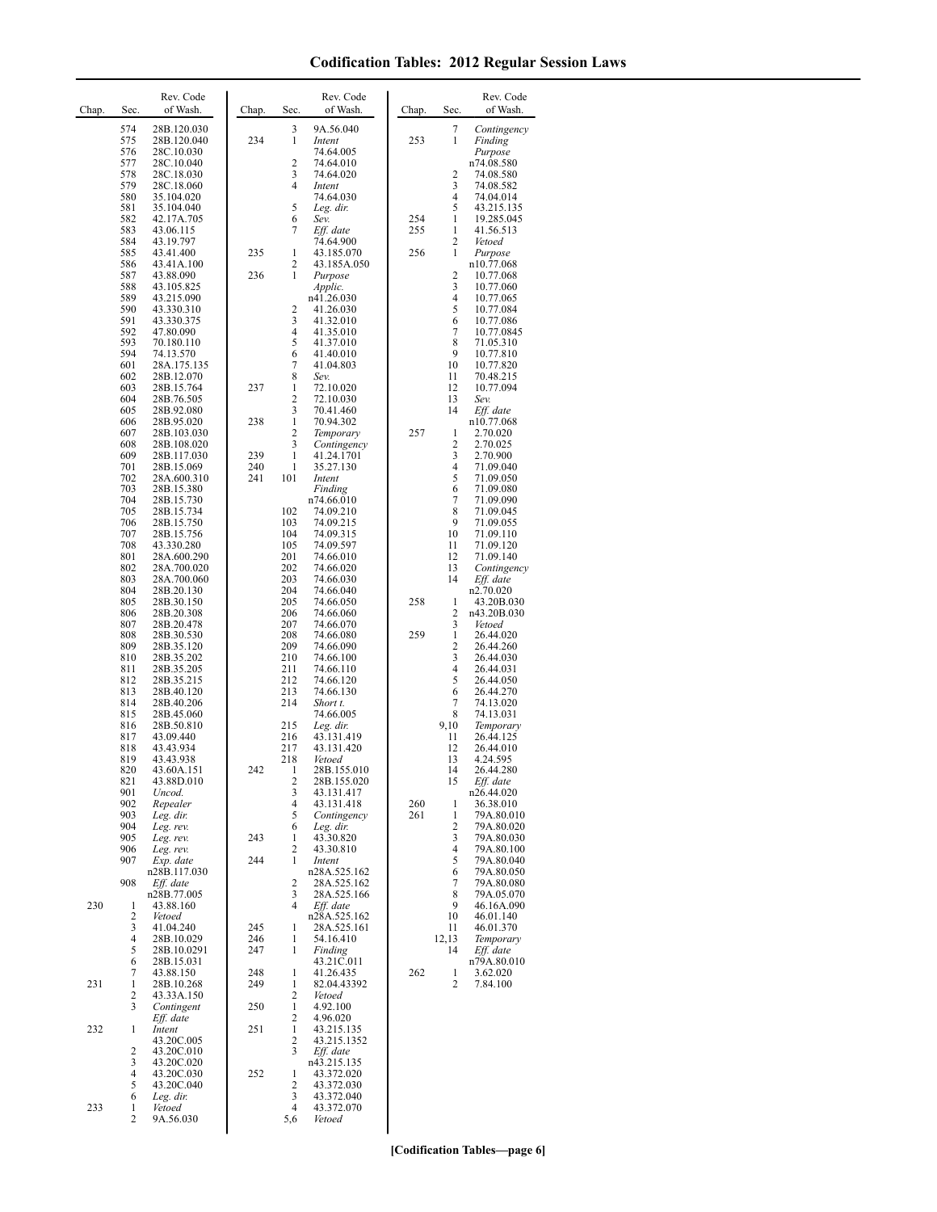# Codification Tables: 2012 Regular Session Laws

| Chap. | Sec. | Rev. Code of Wash. |
|---|---|---|
| | 574 | 28B.120.030 |
| | 575 | 28B.120.040 |
| | 576 | 28C.10.030 |
| | 577 | 28C.10.040 |
| | 578 | 28C.18.030 |
| | 579 | 28C.18.060 |
| | 580 | 35.104.020 |
| | 581 | 35.104.040 |
| | 582 | 42.17A.705 |
| | 583 | 43.06.115 |
| | 584 | 43.19.797 |
| | 585 | 43.41.400 |
| | 586 | 43.41A.100 |
| | 587 | 43.88.090 |
| | 588 | 43.105.825 |
| | 589 | 43.215.090 |
| | 590 | 43.330.310 |
| | 591 | 43.330.375 |
| | 592 | 47.80.090 |
| | 593 | 70.180.110 |
| | 594 | 74.13.570 |
| | 601 | 28A.175.135 |
| | 602 | 28B.12.070 |
| | 603 | 28B.15.764 |
| | 604 | 28B.76.505 |
| | 605 | 28B.92.080 |
| | 606 | 28B.95.020 |
| | 607 | 28B.103.030 |
| | 608 | 28B.108.020 |
| | 609 | 28B.117.030 |
| | 701 | 28B.15.069 |
| | 702 | 28A.600.310 |
| | 703 | 28B.15.380 |
| | 704 | 28B.15.730 |
| | 705 | 28B.15.734 |
| | 706 | 28B.15.750 |
| | 707 | 28B.15.756 |
| | 708 | 43.330.280 |
| | 801 | 28A.600.290 |
| | 802 | 28A.700.020 |
| | 803 | 28A.700.060 |
| | 804 | 28B.20.130 |
| | 805 | 28B.30.150 |
| | 806 | 28B.20.308 |
| | 807 | 28B.20.478 |
| | 808 | 28B.30.530 |
| | 809 | 28B.35.120 |
| | 810 | 28B.35.202 |
| | 811 | 28B.35.205 |
| | 812 | 28B.35.215 |
| | 813 | 28B.40.120 |
| | 814 | 28B.40.206 |
| | 815 | 28B.45.060 |
| | 816 | 28B.50.810 |
| | 817 | 43.09.440 |
| | 818 | 43.43.934 |
| | 819 | 43.43.938 |
| | 820 | 43.60A.151 |
| | 821 | 43.88D.010 |
| | 901 | *Uncod.* |
| | 902 | *Repealer* |
| | 903 | *Leg. dir.* |
| | 904 | *Leg. rev.* |
| | 905 | *Leg. rev.* |
| | 906 | *Leg. rev.* |
| | 907 | *Exp. date* n28B.117.030 |
| | 908 | *Eff. date* n28B.77.005 |
| 230 | 1 | 43.88.160 |
| | 2 | *Vetoed* |
| | 3 | 41.04.240 |
| | 4 | 28B.10.029 |
| | 5 | 28B.10.0291 |
| | 6 | 28B.15.031 |
| | 7 | 43.88.150 |
| 231 | 1 | 28B.10.268 |
| | 2 | 43.33A.150 |
| | 3 | *Contingent Eff. date* |
| 232 | 1 | *Intent* 43.20C.005 |
| | 2 | 43.20C.010 |
| | 3 | 43.20C.020 |
| | 4 | 43.20C.030 |
| | 5 | 43.20C.040 |
| | 6 | *Leg. dir.* |
| 233 | 1 | *Vetoed* |
| | 2 | 9A.56.030 |
| | 3 | 9A.56.040 |
| 234 | 1 | *Intent* 74.64.005 |
| | 2 | 74.64.010 |
| | 3 | 74.64.020 |
| | 4 | *Intent* 74.64.030 |
| | 5 | *Leg. dir.* |
| | 6 | *Sev.* |
| | 7 | *Eff. date* 74.64.900 |
| 235 | 1 | 43.185.070 |
| | 2 | 43.185A.050 |
| 236 | 1 | *Purpose Applic.* n41.26.030 |
| | 2 | 41.26.030 |
| | 3 | 41.32.010 |
| | 4 | 41.35.010 |
| | 5 | 41.37.010 |
| | 6 | 41.40.010 |
| | 7 | 41.04.803 |
| | 8 | *Sev.* |
| 237 | 1 | 72.10.020 |
| | 2 | 72.10.030 |
| | 3 | 70.41.460 |
| 238 | 1 | 70.94.302 |
| | 2 | *Temporary* |
| | 3 | *Contingency* |
| 239 | 1 | 41.24.1701 |
| 240 | 1 | 35.27.130 |
| 241 | 101 | *Intent Finding* n74.66.010 |
| | 102 | 74.09.210 |
| | 103 | 74.09.215 |
| | 104 | 74.09.315 |
| | 105 | 74.09.597 |
| | 201 | 74.66.010 |
| | 202 | 74.66.020 |
| | 203 | 74.66.030 |
| | 204 | 74.66.040 |
| | 205 | 74.66.050 |
| | 206 | 74.66.060 |
| | 207 | 74.66.070 |
| | 208 | 74.66.080 |
| | 209 | 74.66.090 |
| | 210 | 74.66.100 |
| | 211 | 74.66.110 |
| | 212 | 74.66.120 |
| | 213 | 74.66.130 |
| | 214 | *Short t.* 74.66.005 |
| | 215 | *Leg. dir.* |
| | 216 | 43.131.419 |
| | 217 | 43.131.420 |
| | 218 | *Vetoed* |
| 242 | 1 | 28B.155.010 |
| | 2 | 28B.155.020 |
| | 3 | 43.131.417 |
| | 4 | 43.131.418 |
| | 5 | *Contingency* |
| | 6 | *Leg. dir.* |
| 243 | 1 | 43.30.820 |
| | 2 | 43.30.810 |
| 244 | 1 | *Intent* n28A.525.162 |
| | 2 | 28A.525.162 |
| | 3 | 28A.525.166 |
| | 4 | *Eff. date* n28A.525.162 |
| 245 | 1 | 28A.525.161 |
| 246 | 1 | 54.16.410 |
| 247 | 1 | *Finding* 43.21C.011 |
| 248 | 1 | 41.26.435 |
| 249 | 1 | 82.04.43392 |
| | 2 | *Vetoed* |
| 250 | 1 | 4.92.100 |
| | 2 | 4.96.020 |
| 251 | 1 | 43.215.135 |
| | 2 | 43.215.1352 |
| | 3 | *Eff. date* n43.215.135 |
| 252 | 1 | 43.372.020 |
| | 2 | 43.372.030 |
| | 3 | 43.372.040 |
| | 4 | 43.372.070 |
| | 5,6 | *Vetoed* |
| | 7 | *Contingency* |
| 253 | 1 | *Finding Purpose* n74.08.580 |
| | 2 | 74.08.580 |
| | 3 | 74.08.582 |
| | 4 | 74.04.014 |
| | 5 | 43.215.135 |
| 254 | 1 | 19.285.045 |
| 255 | 1 | 41.56.513 |
| | 2 | *Vetoed* |
| 256 | 1 | *Purpose* n10.77.068 |
| | 2 | 10.77.068 |
| | 3 | 10.77.060 |
| | 4 | 10.77.065 |
| | 5 | 10.77.084 |
| | 6 | 10.77.086 |
| | 7 | 10.77.0845 |
| | 8 | 71.05.310 |
| | 9 | 10.77.810 |
| | 10 | 10.77.820 |
| | 11 | 70.48.215 |
| | 12 | 10.77.094 |
| | 13 | *Sev.* |
| | 14 | *Eff. date* n10.77.068 |
| 257 | 1 | 2.70.020 |
| | 2 | 2.70.025 |
| | 3 | 2.70.900 |
| | 4 | 71.09.040 |
| | 5 | 71.09.050 |
| | 6 | 71.09.080 |
| | 7 | 71.09.090 |
| | 8 | 71.09.045 |
| | 9 | 71.09.055 |
| | 10 | 71.09.110 |
| | 11 | 71.09.120 |
| | 12 | 71.09.140 |
| | 13 | *Contingency* |
| | 14 | *Eff. date* n2.70.020 |
| 258 | 1 | 43.20B.030 |
| | 2 | n43.20B.030 |
| | 3 | *Vetoed* |
| 259 | 1 | 26.44.020 |
| | 2 | 26.44.260 |
| | 3 | 26.44.030 |
| | 4 | 26.44.031 |
| | 5 | 26.44.050 |
| | 6 | 26.44.270 |
| | 7 | 74.13.020 |
| | 8 | 74.13.031 |
| | 9,10 | *Temporary* |
| | 11 | 26.44.125 |
| | 12 | 26.44.010 |
| | 13 | 4.24.595 |
| | 14 | 26.44.280 |
| | 15 | *Eff. date* n26.44.020 |
| 260 | 1 | 36.38.010 |
| 261 | 1 | 79A.80.010 |
| | 2 | 79A.80.020 |
| | 3 | 79A.80.030 |
| | 4 | 79A.80.100 |
| | 5 | 79A.80.040 |
| | 6 | 79A.80.050 |
| | 7 | 79A.80.080 |
| | 8 | 79A.05.070 |
| | 9 | 46.16A.090 |
| | 10 | 46.01.140 |
| | 11 | 46.01.370 |
| | 12,13 | *Temporary* |
| | 14 | *Eff. date* n79A.80.010 |
| 262 | 1 | 3.62.020 |
| | 2 | 7.84.100 |